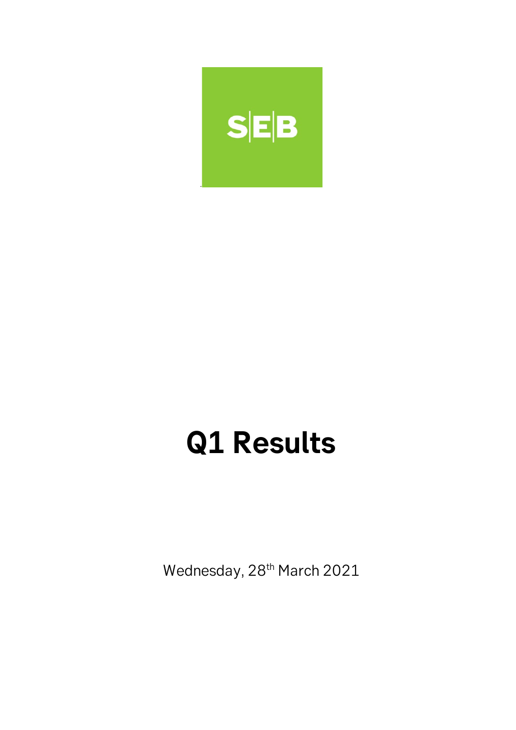SEB

# Q1 Results

Wednesday, 28th March 2021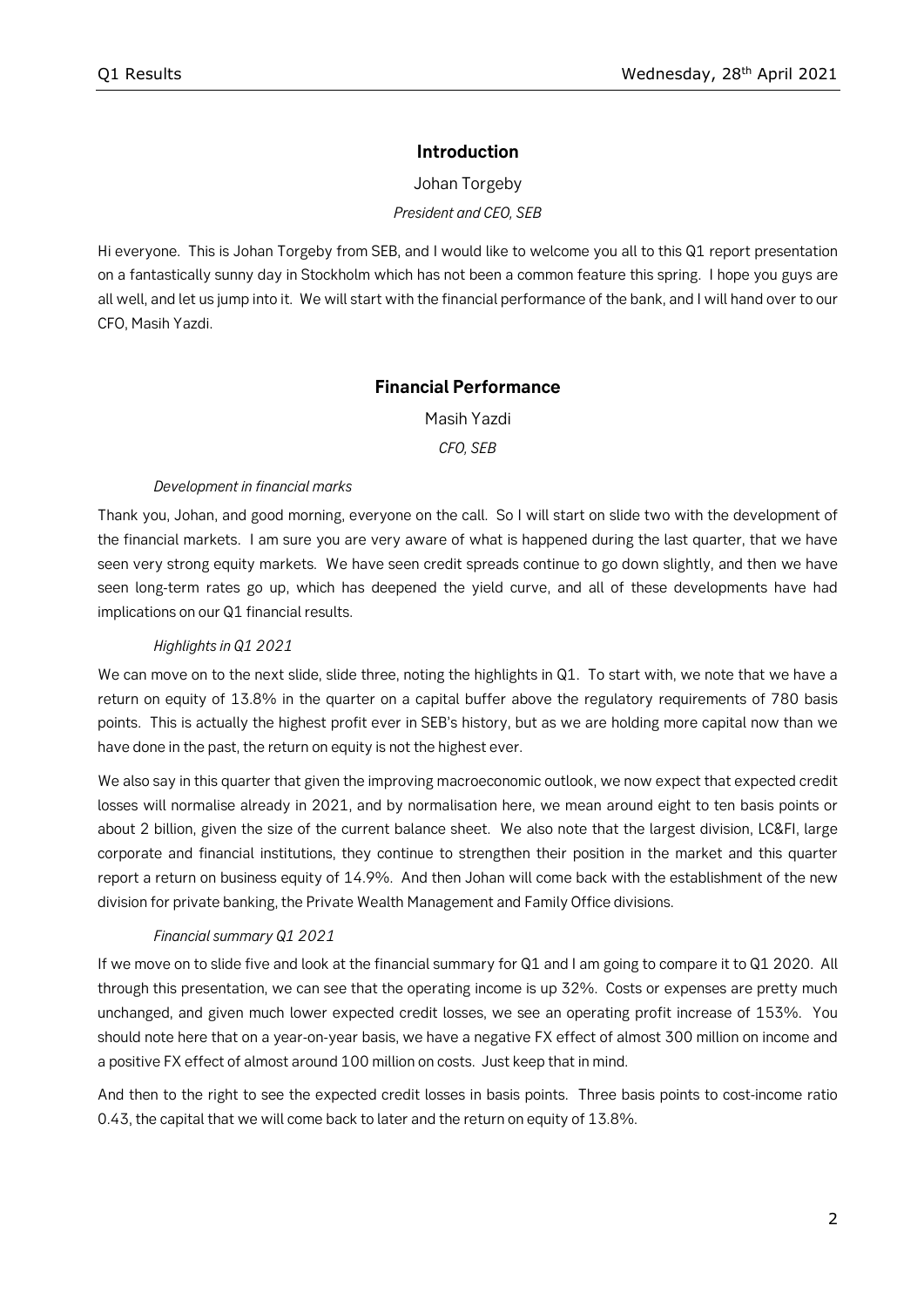## Introduction

Johan Torgeby

*President and CEO, SEB*

Hi everyone. This is Johan Torgeby from SEB, and I would like to welcome you all to this Q1 report presentation on a fantastically sunny day in Stockholm which has not been a common feature this spring. I hope you guys are all well, and let us jump into it. We will start with the financial performance of the bank, and I will hand over to our CFO, Masih Yazdi.

## Financial Performance

Masih Yazdi

*CFO, SEB*

### *Development in financial marks*

Thank you, Johan, and good morning, everyone on the call. So I will start on slide two with the development of the financial markets. I am sure you are very aware of what is happened during the last quarter, that we have seen very strong equity markets. We have seen credit spreads continue to go down slightly, and then we have seen long-term rates go up, which has deepened the yield curve, and all of these developments have had implications on our Q1 financial results.

### *Highlights in Q1 2021*

We can move on to the next slide, slide three, noting the highlights in Q1. To start with, we note that we have a return on equity of 13.8% in the quarter on a capital buffer above the regulatory requirements of 780 basis points. This is actually the highest profit ever in SEB's history, but as we are holding more capital now than we have done in the past, the return on equity is not the highest ever.

We also say in this quarter that given the improving macroeconomic outlook, we now expect that expected credit losses will normalise already in 2021, and by normalisation here, we mean around eight to ten basis points or about 2 billion, given the size of the current balance sheet. We also note that the largest division, LC&FI, large corporate and financial institutions, they continue to strengthen their position in the market and this quarter report a return on business equity of 14.9%. And then Johan will come back with the establishment of the new division for private banking, the Private Wealth Management and Family Office divisions.

### *Financial summary Q1 2021*

If we move on to slide five and look at the financial summary for Q1 and I am going to compare it to Q1 2020. All through this presentation, we can see that the operating income is up 32%. Costs or expenses are pretty much unchanged, and given much lower expected credit losses, we see an operating profit increase of 153%. You should note here that on a year-on-year basis, we have a negative FX effect of almost 300 million on income and a positive FX effect of almost around 100 million on costs. Just keep that in mind.

And then to the right to see the expected credit losses in basis points. Three basis points to cost-income ratio 0.43, the capital that we will come back to later and the return on equity of 13.8%.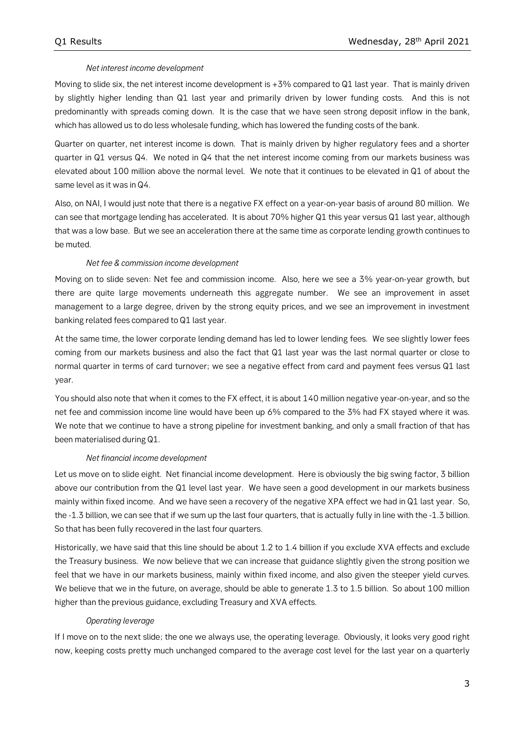### *Net interest income development*

Moving to slide six, the net interest income development is +3% compared to Q1 last year. That is mainly driven by slightly higher lending than Q1 last year and primarily driven by lower funding costs. And this is not predominantly with spreads coming down. It is the case that we have seen strong deposit inflow in the bank, which has allowed us to do less wholesale funding, which has lowered the funding costs of the bank.

Quarter on quarter, net interest income is down. That is mainly driven by higher regulatory fees and a shorter quarter in Q1 versus Q4. We noted in Q4 that the net interest income coming from our markets business was elevated about 100 million above the normal level. We note that it continues to be elevated in Q1 of about the same level as it was in Q4.

Also, on NAI, I would just note that there is a negative FX effect on a year-on-year basis of around 80 million. We can see that mortgage lending has accelerated. It is about 70% higher Q1 this year versus Q1 last year, although that was a low base. But we see an acceleration there at the same time as corporate lending growth continues to be muted.

### *Net fee & commission income development*

Moving on to slide seven: Net fee and commission income. Also, here we see a 3% year-on-year growth, but there are quite large movements underneath this aggregate number. We see an improvement in asset management to a large degree, driven by the strong equity prices, and we see an improvement in investment banking related fees compared to Q1 last year.

At the same time, the lower corporate lending demand has led to lower lending fees. We see slightly lower fees coming from our markets business and also the fact that Q1 last year was the last normal quarter or close to normal quarter in terms of card turnover; we see a negative effect from card and payment fees versus Q1 last year.

You should also note that when it comes to the FX effect, it is about 140 million negative year-on-year, and so the net fee and commission income line would have been up 6% compared to the 3% had FX stayed where it was. We note that we continue to have a strong pipeline for investment banking, and only a small fraction of that has been materialised during Q1.

### *Net financial income development*

Let us move on to slide eight. Net financial income development. Here is obviously the big swing factor, 3 billion above our contribution from the Q1 level last year. We have seen a good development in our markets business mainly within fixed income. And we have seen a recovery of the negative XPA effect we had in Q1 last year. So, the -1.3 billion, we can see that if we sum up the last four quarters, that is actually fully in line with the -1.3 billion. So that has been fully recovered in the last four quarters.

Historically, we have said that this line should be about 1.2 to 1.4 billion if you exclude XVA effects and exclude the Treasury business. We now believe that we can increase that guidance slightly given the strong position we feel that we have in our markets business, mainly within fixed income, and also given the steeper yield curves. We believe that we in the future, on average, should be able to generate 1.3 to 1.5 billion. So about 100 million higher than the previous guidance, excluding Treasury and XVA effects.

### *Operating leverage*

If I move on to the next slide; the one we always use, the operating leverage. Obviously, it looks very good right now, keeping costs pretty much unchanged compared to the average cost level for the last year on a quarterly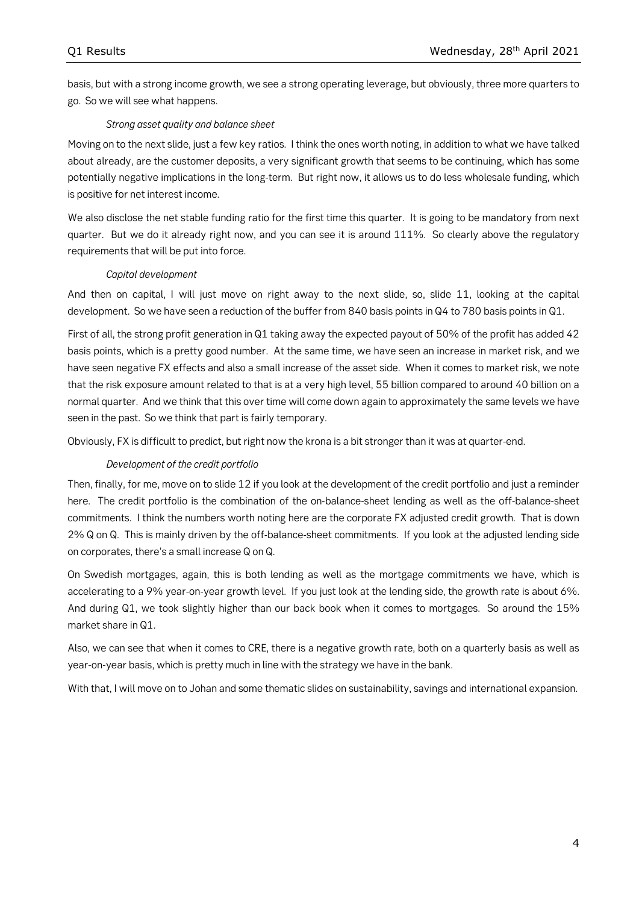basis, but with a strong income growth, we see a strong operating leverage, but obviously, three more quarters to go. So we will see what happens.

### *Strong asset quality and balance sheet*

Moving on to the next slide, just a few key ratios. I think the ones worth noting, in addition to what we have talked about already, are the customer deposits, a very significant growth that seems to be continuing, which has some potentially negative implications in the long-term. But right now, it allows us to do less wholesale funding, which is positive for net interest income.

We also disclose the net stable funding ratio for the first time this quarter. It is going to be mandatory from next quarter. But we do it already right now, and you can see it is around 111%. So clearly above the regulatory requirements that will be put into force.

### *Capital development*

And then on capital, I will just move on right away to the next slide, so, slide 11, looking at the capital development. So we have seen a reduction of the buffer from 840 basis points in Q4 to 780 basis points in Q1.

First of all, the strong profit generation in Q1 taking away the expected payout of 50% of the profit has added 42 basis points, which is a pretty good number. At the same time, we have seen an increase in market risk, and we have seen negative FX effects and also a small increase of the asset side. When it comes to market risk, we note that the risk exposure amount related to that is at a very high level, 55 billion compared to around 40 billion on a normal quarter. And we think that this over time will come down again to approximately the same levels we have seen in the past. So we think that part is fairly temporary.

Obviously, FX is difficult to predict, but right now the krona is a bit stronger than it was at quarter-end.

### *Development of the credit portfolio*

Then, finally, for me, move on to slide 12 if you look at the development of the credit portfolio and just a reminder here. The credit portfolio is the combination of the on-balance-sheet lending as well as the off-balance-sheet commitments. I think the numbers worth noting here are the corporate FX adjusted credit growth. That is down 2% Q on Q. This is mainly driven by the off-balance-sheet commitments. If you look at the adjusted lending side on corporates, there's a small increase Q on Q.

On Swedish mortgages, again, this is both lending as well as the mortgage commitments we have, which is accelerating to a 9% year-on-year growth level. If you just look at the lending side, the growth rate is about 6%. And during Q1, we took slightly higher than our back book when it comes to mortgages. So around the 15% market share in Q1.

Also, we can see that when it comes to CRE, there is a negative growth rate, both on a quarterly basis as well as year-on-year basis, which is pretty much in line with the strategy we have in the bank.

With that, I will move on to Johan and some thematic slides on sustainability, savings and international expansion.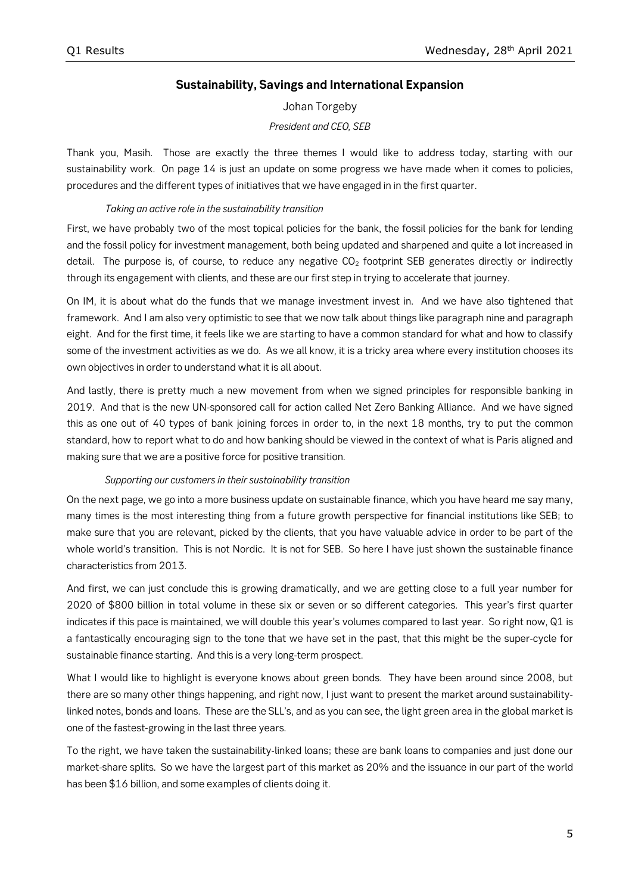## Sustainability, Savings and International Expansion

Johan Torgeby

*President and CEO, SEB*

Thank you, Masih. Those are exactly the three themes I would like to address today, starting with our sustainability work. On page 14 is just an update on some progress we have made when it comes to policies, procedures and the different types of initiatives that we have engaged in in the first quarter.

### *Taking an active role in the sustainability transition*

First, we have probably two of the most topical policies for the bank, the fossil policies for the bank for lending and the fossil policy for investment management, both being updated and sharpened and quite a lot increased in detail. The purpose is, of course, to reduce any negative $CO_2$ footprint SEB generates directly or indirectly through its engagement with clients, and these are our first step in trying to accelerate that journey.

On IM, it is about what do the funds that we manage investment invest in. And we have also tightened that framework. And I am also very optimistic to see that we now talk about things like paragraph nine and paragraph eight. And for the first time, it feels like we are starting to have a common standard for what and how to classify some of the investment activities as we do. As we all know, it is a tricky area where every institution chooses its own objectives in order to understand what it is all about.

And lastly, there is pretty much a new movement from when we signed principles for responsible banking in 2019. And that is the new UN-sponsored call for action called Net Zero Banking Alliance. And we have signed this as one out of 40 types of bank joining forces in order to, in the next 18 months, try to put the common standard, how to report what to do and how banking should be viewed in the context of what is Paris aligned and making sure that we are a positive force for positive transition.

### *Supporting our customers in their sustainability transition*

On the next page, we go into a more business update on sustainable finance, which you have heard me say many, many times is the most interesting thing from a future growth perspective for financial institutions like SEB; to make sure that you are relevant, picked by the clients, that you have valuable advice in order to be part of the whole world's transition. This is not Nordic. It is not for SEB. So here I have just shown the sustainable finance characteristics from 2013.

And first, we can just conclude this is growing dramatically, and we are getting close to a full year number for 2020 of $800 billion in total volume in these six or seven or so different categories. This year's first quarter indicates if this pace is maintained, we will double this year's volumes compared to last year. So right now, Q1 is a fantastically encouraging sign to the tone that we have set in the past, that this might be the super-cycle for sustainable finance starting. And this is a very long-term prospect.

What I would like to highlight is everyone knows about green bonds. They have been around since 2008, but there are so many other things happening, and right now, I just want to present the market around sustainability-linked notes, bonds and loans. These are the SLL's, and as you can see, the light green area in the global market is one of the fastest-growing in the last three years.

To the right, we have taken the sustainability-linked loans; these are bank loans to companies and just done our market-share splits. So we have the largest part of this market as 20% and the issuance in our part of the world has been $16 billion, and some examples of clients doing it.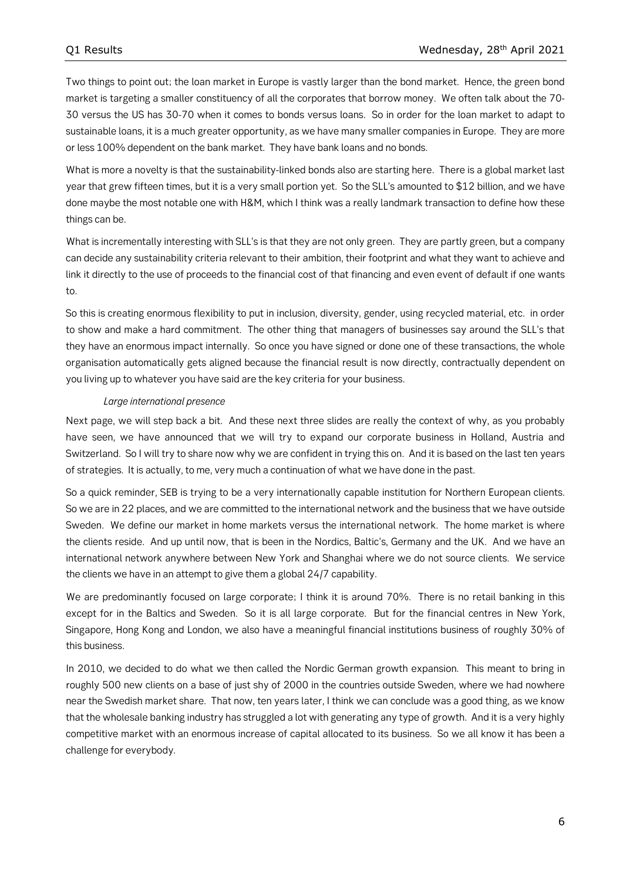Two things to point out; the loan market in Europe is vastly larger than the bond market. Hence, the green bond market is targeting a smaller constituency of all the corporates that borrow money. We often talk about the 70-30 versus the US has 30-70 when it comes to bonds versus loans. So in order for the loan market to adapt to sustainable loans, it is a much greater opportunity, as we have many smaller companies in Europe. They are more or less 100% dependent on the bank market. They have bank loans and no bonds.

What is more a novelty is that the sustainability-linked bonds also are starting here. There is a global market last year that grew fifteen times, but it is a very small portion yet. So the SLL's amounted to $12 billion, and we have done maybe the most notable one with H&M, which I think was a really landmark transaction to define how these things can be.

What is incrementally interesting with SLL's is that they are not only green. They are partly green, but a company can decide any sustainability criteria relevant to their ambition, their footprint and what they want to achieve and link it directly to the use of proceeds to the financial cost of that financing and even event of default if one wants to.

So this is creating enormous flexibility to put in inclusion, diversity, gender, using recycled material, etc. in order to show and make a hard commitment. The other thing that managers of businesses say around the SLL's that they have an enormous impact internally. So once you have signed or done one of these transactions, the whole organisation automatically gets aligned because the financial result is now directly, contractually dependent on you living up to whatever you have said are the key criteria for your business.

*Large international presence*

Next page, we will step back a bit. And these next three slides are really the context of why, as you probably have seen, we have announced that we will try to expand our corporate business in Holland, Austria and Switzerland. So I will try to share now why we are confident in trying this on. And it is based on the last ten years of strategies. It is actually, to me, very much a continuation of what we have done in the past.

So a quick reminder, SEB is trying to be a very internationally capable institution for Northern European clients. So we are in 22 places, and we are committed to the international network and the business that we have outside Sweden. We define our market in home markets versus the international network. The home market is where the clients reside. And up until now, that is been in the Nordics, Baltic's, Germany and the UK. And we have an international network anywhere between New York and Shanghai where we do not source clients. We service the clients we have in an attempt to give them a global 24/7 capability.

We are predominantly focused on large corporate; I think it is around 70%. There is no retail banking in this except for in the Baltics and Sweden. So it is all large corporate. But for the financial centres in New York, Singapore, Hong Kong and London, we also have a meaningful financial institutions business of roughly 30% of this business.

In 2010, we decided to do what we then called the Nordic German growth expansion. This meant to bring in roughly 500 new clients on a base of just shy of 2000 in the countries outside Sweden, where we had nowhere near the Swedish market share. That now, ten years later, I think we can conclude was a good thing, as we know that the wholesale banking industry has struggled a lot with generating any type of growth. And it is a very highly competitive market with an enormous increase of capital allocated to its business. So we all know it has been a challenge for everybody.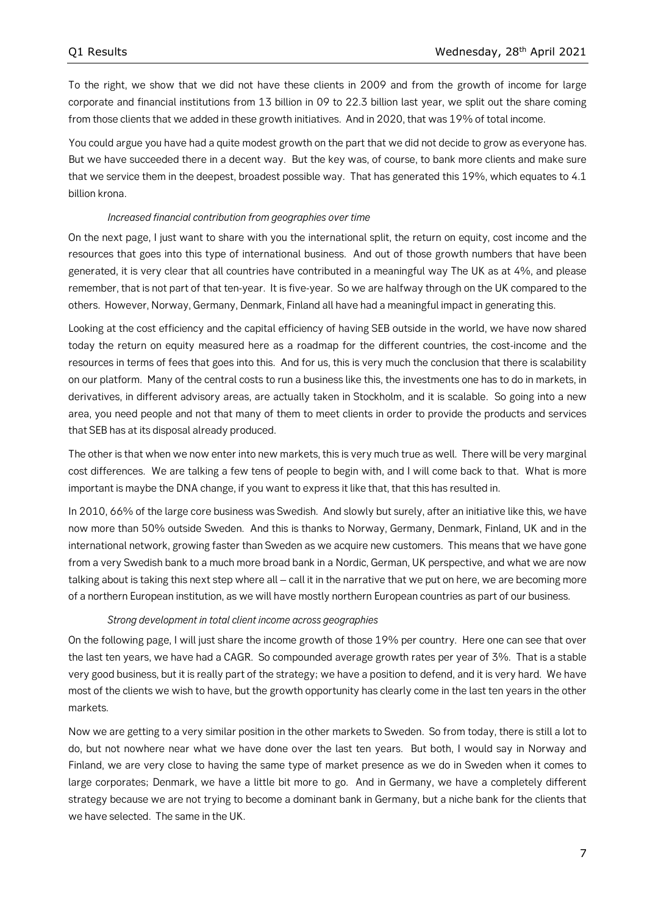To the right, we show that we did not have these clients in 2009 and from the growth of income for large corporate and financial institutions from 13 billion in 09 to 22.3 billion last year, we split out the share coming from those clients that we added in these growth initiatives. And in 2020, that was 19% of total income.

You could argue you have had a quite modest growth on the part that we did not decide to grow as everyone has. But we have succeeded there in a decent way. But the key was, of course, to bank more clients and make sure that we service them in the deepest, broadest possible way. That has generated this 19%, which equates to 4.1 billion krona.

*Increased financial contribution from geographies over time*

On the next page, I just want to share with you the international split, the return on equity, cost income and the resources that goes into this type of international business. And out of those growth numbers that have been generated, it is very clear that all countries have contributed in a meaningful way The UK as at 4%, and please remember, that is not part of that ten-year. It is five-year. So we are halfway through on the UK compared to the others. However, Norway, Germany, Denmark, Finland all have had a meaningful impact in generating this.

Looking at the cost efficiency and the capital efficiency of having SEB outside in the world, we have now shared today the return on equity measured here as a roadmap for the different countries, the cost-income and the resources in terms of fees that goes into this. And for us, this is very much the conclusion that there is scalability on our platform. Many of the central costs to run a business like this, the investments one has to do in markets, in derivatives, in different advisory areas, are actually taken in Stockholm, and it is scalable. So going into a new area, you need people and not that many of them to meet clients in order to provide the products and services that SEB has at its disposal already produced.

The other is that when we now enter into new markets, this is very much true as well. There will be very marginal cost differences. We are talking a few tens of people to begin with, and I will come back to that. What is more important is maybe the DNA change, if you want to express it like that, that this has resulted in.

In 2010, 66% of the large core business was Swedish. And slowly but surely, after an initiative like this, we have now more than 50% outside Sweden. And this is thanks to Norway, Germany, Denmark, Finland, UK and in the international network, growing faster than Sweden as we acquire new customers. This means that we have gone from a very Swedish bank to a much more broad bank in a Nordic, German, UK perspective, and what we are now talking about is taking this next step where all – call it in the narrative that we put on here, we are becoming more of a northern European institution, as we will have mostly northern European countries as part of our business.

*Strong development in total client income across geographies*

On the following page, I will just share the income growth of those 19% per country. Here one can see that over the last ten years, we have had a CAGR. So compounded average growth rates per year of 3%. That is a stable very good business, but it is really part of the strategy; we have a position to defend, and it is very hard. We have most of the clients we wish to have, but the growth opportunity has clearly come in the last ten years in the other markets.

Now we are getting to a very similar position in the other markets to Sweden. So from today, there is still a lot to do, but not nowhere near what we have done over the last ten years. But both, I would say in Norway and Finland, we are very close to having the same type of market presence as we do in Sweden when it comes to large corporates; Denmark, we have a little bit more to go. And in Germany, we have a completely different strategy because we are not trying to become a dominant bank in Germany, but a niche bank for the clients that we have selected. The same in the UK.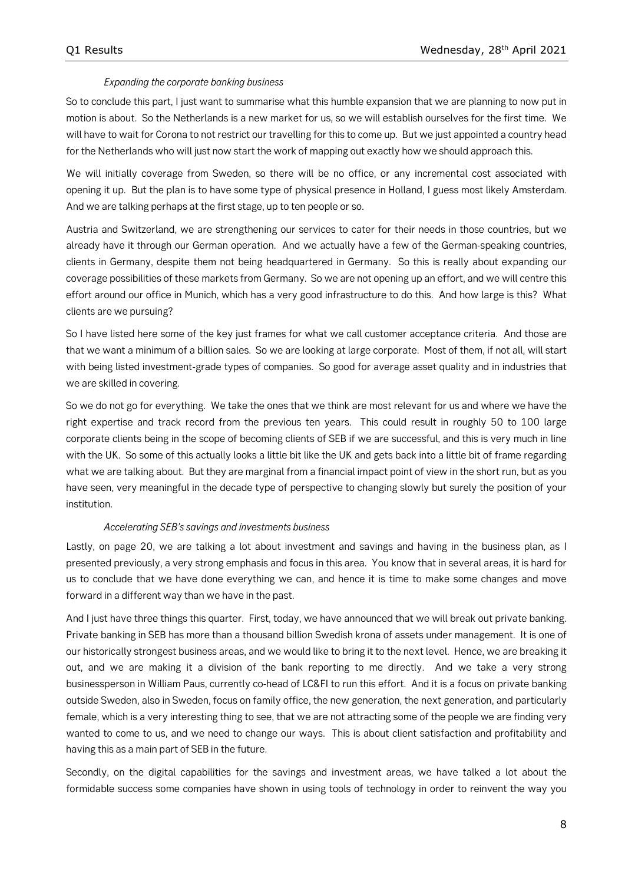*Expanding the corporate banking business*

So to conclude this part, I just want to summarise what this humble expansion that we are planning to now put in motion is about. So the Netherlands is a new market for us, so we will establish ourselves for the first time. We will have to wait for Corona to not restrict our travelling for this to come up. But we just appointed a country head for the Netherlands who will just now start the work of mapping out exactly how we should approach this.

We will initially coverage from Sweden, so there will be no office, or any incremental cost associated with opening it up. But the plan is to have some type of physical presence in Holland, I guess most likely Amsterdam. And we are talking perhaps at the first stage, up to ten people or so.

Austria and Switzerland, we are strengthening our services to cater for their needs in those countries, but we already have it through our German operation. And we actually have a few of the German-speaking countries, clients in Germany, despite them not being headquartered in Germany. So this is really about expanding our coverage possibilities of these markets from Germany. So we are not opening up an effort, and we will centre this effort around our office in Munich, which has a very good infrastructure to do this. And how large is this? What clients are we pursuing?

So I have listed here some of the key just frames for what we call customer acceptance criteria. And those are that we want a minimum of a billion sales. So we are looking at large corporate. Most of them, if not all, will start with being listed investment-grade types of companies. So good for average asset quality and in industries that we are skilled in covering.

So we do not go for everything. We take the ones that we think are most relevant for us and where we have the right expertise and track record from the previous ten years. This could result in roughly 50 to 100 large corporate clients being in the scope of becoming clients of SEB if we are successful, and this is very much in line with the UK. So some of this actually looks a little bit like the UK and gets back into a little bit of frame regarding what we are talking about. But they are marginal from a financial impact point of view in the short run, but as you have seen, very meaningful in the decade type of perspective to changing slowly but surely the position of your institution.

*Accelerating SEB's savings and investments business*

Lastly, on page 20, we are talking a lot about investment and savings and having in the business plan, as I presented previously, a very strong emphasis and focus in this area. You know that in several areas, it is hard for us to conclude that we have done everything we can, and hence it is time to make some changes and move forward in a different way than we have in the past.

And I just have three things this quarter. First, today, we have announced that we will break out private banking. Private banking in SEB has more than a thousand billion Swedish krona of assets under management. It is one of our historically strongest business areas, and we would like to bring it to the next level. Hence, we are breaking it out, and we are making it a division of the bank reporting to me directly. And we take a very strong businessperson in William Paus, currently co-head of LC&FI to run this effort. And it is a focus on private banking outside Sweden, also in Sweden, focus on family office, the new generation, the next generation, and particularly female, which is a very interesting thing to see, that we are not attracting some of the people we are finding very wanted to come to us, and we need to change our ways. This is about client satisfaction and profitability and having this as a main part of SEB in the future.

Secondly, on the digital capabilities for the savings and investment areas, we have talked a lot about the formidable success some companies have shown in using tools of technology in order to reinvent the way you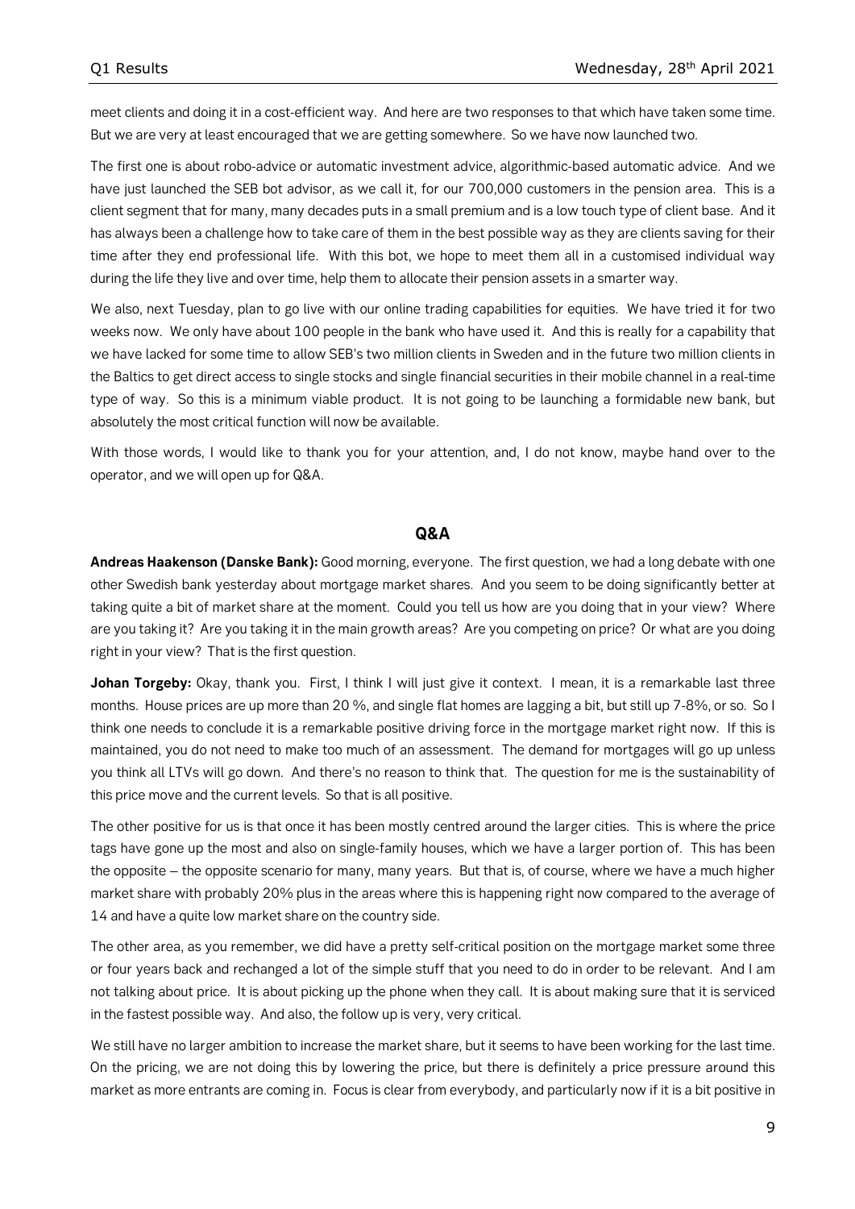meet clients and doing it in a cost-efficient way. And here are two responses to that which have taken some time. But we are very at least encouraged that we are getting somewhere. So we have now launched two.

The first one is about robo-advice or automatic investment advice, algorithmic-based automatic advice. And we have just launched the SEB bot advisor, as we call it, for our 700,000 customers in the pension area. This is a client segment that for many, many decades puts in a small premium and is a low touch type of client base. And it has always been a challenge how to take care of them in the best possible way as they are clients saving for their time after they end professional life. With this bot, we hope to meet them all in a customised individual way during the life they live and over time, help them to allocate their pension assets in a smarter way.

We also, next Tuesday, plan to go live with our online trading capabilities for equities. We have tried it for two weeks now. We only have about 100 people in the bank who have used it. And this is really for a capability that we have lacked for some time to allow SEB's two million clients in Sweden and in the future two million clients in the Baltics to get direct access to single stocks and single financial securities in their mobile channel in a real-time type of way. So this is a minimum viable product. It is not going to be launching a formidable new bank, but absolutely the most critical function will now be available.

With those words, I would like to thank you for your attention, and, I do not know, maybe hand over to the operator, and we will open up for Q&A.

## Q&A

**Andreas Haakenson (Danske Bank):** Good morning, everyone. The first question, we had a long debate with one other Swedish bank yesterday about mortgage market shares. And you seem to be doing significantly better at taking quite a bit of market share at the moment. Could you tell us how are you doing that in your view? Where are you taking it? Are you taking it in the main growth areas? Are you competing on price? Or what are you doing right in your view? That is the first question.

**Johan Torgeby:** Okay, thank you. First, I think I will just give it context. I mean, it is a remarkable last three months. House prices are up more than 20 %, and single flat homes are lagging a bit, but still up 7-8%, or so. So I think one needs to conclude it is a remarkable positive driving force in the mortgage market right now. If this is maintained, you do not need to make too much of an assessment. The demand for mortgages will go up unless you think all LTVs will go down. And there's no reason to think that. The question for me is the sustainability of this price move and the current levels. So that is all positive.

The other positive for us is that once it has been mostly centred around the larger cities. This is where the price tags have gone up the most and also on single-family houses, which we have a larger portion of. This has been the opposite – the opposite scenario for many, many years. But that is, of course, where we have a much higher market share with probably 20% plus in the areas where this is happening right now compared to the average of 14 and have a quite low market share on the country side.

The other area, as you remember, we did have a pretty self-critical position on the mortgage market some three or four years back and rechanged a lot of the simple stuff that you need to do in order to be relevant. And I am not talking about price. It is about picking up the phone when they call. It is about making sure that it is serviced in the fastest possible way. And also, the follow up is very, very critical.

We still have no larger ambition to increase the market share, but it seems to have been working for the last time. On the pricing, we are not doing this by lowering the price, but there is definitely a price pressure around this market as more entrants are coming in. Focus is clear from everybody, and particularly now if it is a bit positive in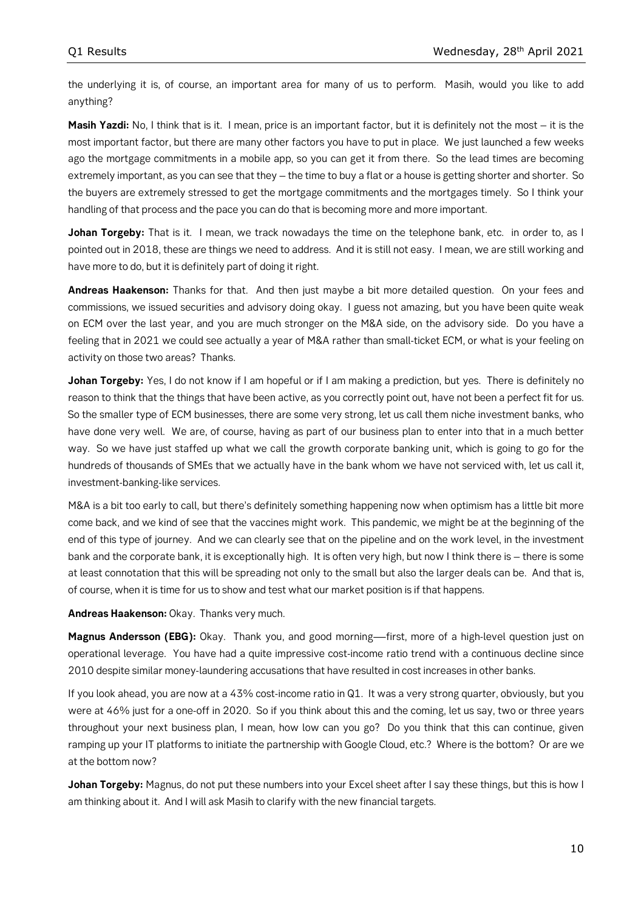the underlying it is, of course, an important area for many of us to perform. Masih, would you like to add anything?

**Masih Yazdi:** No, I think that is it. I mean, price is an important factor, but it is definitely not the most – it is the most important factor, but there are many other factors you have to put in place. We just launched a few weeks ago the mortgage commitments in a mobile app, so you can get it from there. So the lead times are becoming extremely important, as you can see that they – the time to buy a flat or a house is getting shorter and shorter. So the buyers are extremely stressed to get the mortgage commitments and the mortgages timely. So I think your handling of that process and the pace you can do that is becoming more and more important.

**Johan Torgeby:** That is it. I mean, we track nowadays the time on the telephone bank, etc. in order to, as I pointed out in 2018, these are things we need to address. And it is still not easy. I mean, we are still working and have more to do, but it is definitely part of doing it right.

**Andreas Haakenson:** Thanks for that. And then just maybe a bit more detailed question. On your fees and commissions, we issued securities and advisory doing okay. I guess not amazing, but you have been quite weak on ECM over the last year, and you are much stronger on the M&A side, on the advisory side. Do you have a feeling that in 2021 we could see actually a year of M&A rather than small-ticket ECM, or what is your feeling on activity on those two areas? Thanks.

**Johan Torgeby:** Yes, I do not know if I am hopeful or if I am making a prediction, but yes. There is definitely no reason to think that the things that have been active, as you correctly point out, have not been a perfect fit for us. So the smaller type of ECM businesses, there are some very strong, let us call them niche investment banks, who have done very well. We are, of course, having as part of our business plan to enter into that in a much better way. So we have just staffed up what we call the growth corporate banking unit, which is going to go for the hundreds of thousands of SMEs that we actually have in the bank whom we have not serviced with, let us call it, investment-banking-like services.

M&A is a bit too early to call, but there's definitely something happening now when optimism has a little bit more come back, and we kind of see that the vaccines might work. This pandemic, we might be at the beginning of the end of this type of journey. And we can clearly see that on the pipeline and on the work level, in the investment bank and the corporate bank, it is exceptionally high. It is often very high, but now I think there is – there is some at least connotation that this will be spreading not only to the small but also the larger deals can be. And that is, of course, when it is time for us to show and test what our market position is if that happens.

**Andreas Haakenson:** Okay. Thanks very much.

**Magnus Andersson (EBG):** Okay. Thank you, and good morning—first, more of a high-level question just on operational leverage. You have had a quite impressive cost-income ratio trend with a continuous decline since 2010 despite similar money-laundering accusations that have resulted in cost increases in other banks.

If you look ahead, you are now at a 43% cost-income ratio in Q1. It was a very strong quarter, obviously, but you were at 46% just for a one-off in 2020. So if you think about this and the coming, let us say, two or three years throughout your next business plan, I mean, how low can you go? Do you think that this can continue, given ramping up your IT platforms to initiate the partnership with Google Cloud, etc.? Where is the bottom? Or are we at the bottom now?

**Johan Torgeby:** Magnus, do not put these numbers into your Excel sheet after I say these things, but this is how I am thinking about it. And I will ask Masih to clarify with the new financial targets.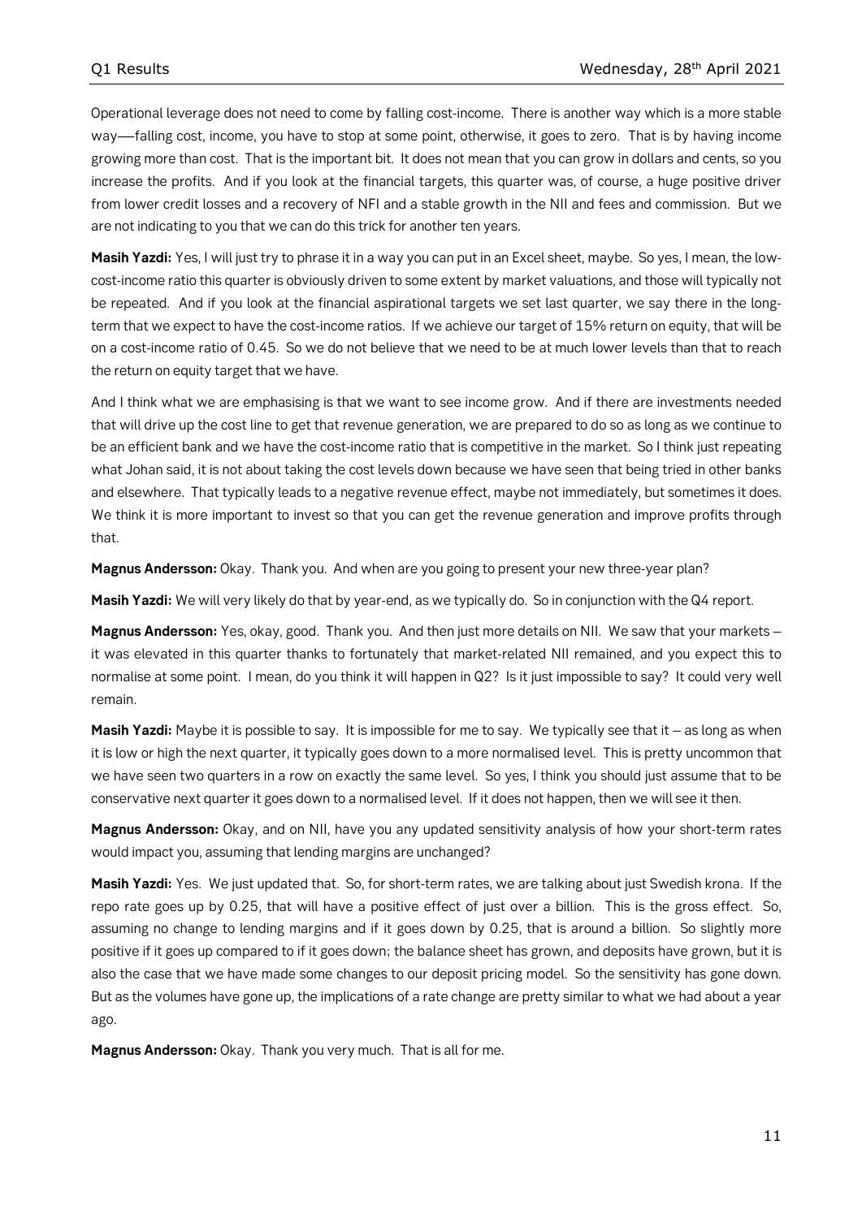Operational leverage does not need to come by falling cost-income. There is another way which is a more stable way—falling cost, income, you have to stop at some point, otherwise, it goes to zero. That is by having income growing more than cost. That is the important bit. It does not mean that you can grow in dollars and cents, so you increase the profits. And if you look at the financial targets, this quarter was, of course, a huge positive driver from lower credit losses and a recovery of NFI and a stable growth in the NII and fees and commission. But we are not indicating to you that we can do this trick for another ten years.

**Masih Yazdi:** Yes, I will just try to phrase it in a way you can put in an Excel sheet, maybe. So yes, I mean, the low-cost-income ratio this quarter is obviously driven to some extent by market valuations, and those will typically not be repeated. And if you look at the financial aspirational targets we set last quarter, we say there in the long-term that we expect to have the cost-income ratios. If we achieve our target of 15% return on equity, that will be on a cost-income ratio of 0.45. So we do not believe that we need to be at much lower levels than that to reach the return on equity target that we have.

And I think what we are emphasising is that we want to see income grow. And if there are investments needed that will drive up the cost line to get that revenue generation, we are prepared to do so as long as we continue to be an efficient bank and we have the cost-income ratio that is competitive in the market. So I think just repeating what Johan said, it is not about taking the cost levels down because we have seen that being tried in other banks and elsewhere. That typically leads to a negative revenue effect, maybe not immediately, but sometimes it does. We think it is more important to invest so that you can get the revenue generation and improve profits through that.

**Magnus Andersson:** Okay. Thank you. And when are you going to present your new three-year plan?

**Masih Yazdi:** We will very likely do that by year-end, as we typically do. So in conjunction with the Q4 report.

**Magnus Andersson:** Yes, okay, good. Thank you. And then just more details on NII. We saw that your markets – it was elevated in this quarter thanks to fortunately that market-related NII remained, and you expect this to normalise at some point. I mean, do you think it will happen in Q2? Is it just impossible to say? It could very well remain.

**Masih Yazdi:** Maybe it is possible to say. It is impossible for me to say. We typically see that it – as long as when it is low or high the next quarter, it typically goes down to a more normalised level. This is pretty uncommon that we have seen two quarters in a row on exactly the same level. So yes, I think you should just assume that to be conservative next quarter it goes down to a normalised level. If it does not happen, then we will see it then.

**Magnus Andersson:** Okay, and on NII, have you any updated sensitivity analysis of how your short-term rates would impact you, assuming that lending margins are unchanged?

**Masih Yazdi:** Yes. We just updated that. So, for short-term rates, we are talking about just Swedish krona. If the repo rate goes up by 0.25, that will have a positive effect of just over a billion. This is the gross effect. So, assuming no change to lending margins and if it goes down by 0.25, that is around a billion. So slightly more positive if it goes up compared to if it goes down; the balance sheet has grown, and deposits have grown, but it is also the case that we have made some changes to our deposit pricing model. So the sensitivity has gone down. But as the volumes have gone up, the implications of a rate change are pretty similar to what we had about a year ago.

**Magnus Andersson:** Okay. Thank you very much. That is all for me.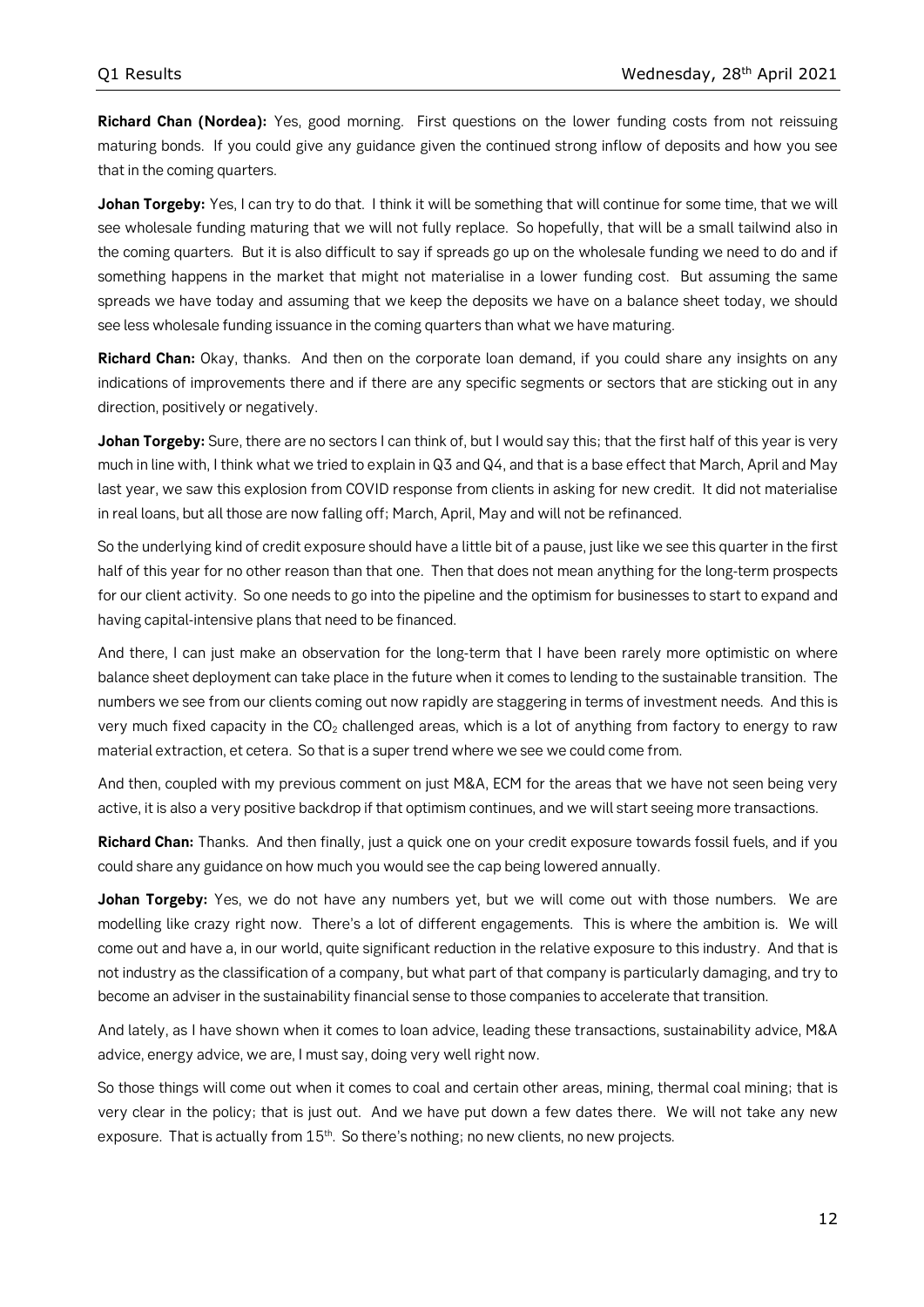**Richard Chan (Nordea):** Yes, good morning. First questions on the lower funding costs from not reissuing maturing bonds. If you could give any guidance given the continued strong inflow of deposits and how you see that in the coming quarters.

**Johan Torgeby:** Yes, I can try to do that. I think it will be something that will continue for some time, that we will see wholesale funding maturing that we will not fully replace. So hopefully, that will be a small tailwind also in the coming quarters. But it is also difficult to say if spreads go up on the wholesale funding we need to do and if something happens in the market that might not materialise in a lower funding cost. But assuming the same spreads we have today and assuming that we keep the deposits we have on a balance sheet today, we should see less wholesale funding issuance in the coming quarters than what we have maturing.

**Richard Chan:** Okay, thanks. And then on the corporate loan demand, if you could share any insights on any indications of improvements there and if there are any specific segments or sectors that are sticking out in any direction, positively or negatively.

**Johan Torgeby:** Sure, there are no sectors I can think of, but I would say this; that the first half of this year is very much in line with, I think what we tried to explain in Q3 and Q4, and that is a base effect that March, April and May last year, we saw this explosion from COVID response from clients in asking for new credit. It did not materialise in real loans, but all those are now falling off; March, April, May and will not be refinanced.

So the underlying kind of credit exposure should have a little bit of a pause, just like we see this quarter in the first half of this year for no other reason than that one. Then that does not mean anything for the long-term prospects for our client activity. So one needs to go into the pipeline and the optimism for businesses to start to expand and having capital-intensive plans that need to be financed.

And there, I can just make an observation for the long-term that I have been rarely more optimistic on where balance sheet deployment can take place in the future when it comes to lending to the sustainable transition. The numbers we see from our clients coming out now rapidly are staggering in terms of investment needs. And this is very much fixed capacity in the $CO_2$ challenged areas, which is a lot of anything from factory to energy to raw material extraction, et cetera. So that is a super trend where we see we could come from.

And then, coupled with my previous comment on just M&A, ECM for the areas that we have not seen being very active, it is also a very positive backdrop if that optimism continues, and we will start seeing more transactions.

**Richard Chan:** Thanks. And then finally, just a quick one on your credit exposure towards fossil fuels, and if you could share any guidance on how much you would see the cap being lowered annually.

**Johan Torgeby:** Yes, we do not have any numbers yet, but we will come out with those numbers. We are modelling like crazy right now. There's a lot of different engagements. This is where the ambition is. We will come out and have a, in our world, quite significant reduction in the relative exposure to this industry. And that is not industry as the classification of a company, but what part of that company is particularly damaging, and try to become an adviser in the sustainability financial sense to those companies to accelerate that transition.

And lately, as I have shown when it comes to loan advice, leading these transactions, sustainability advice, M&A advice, energy advice, we are, I must say, doing very well right now.

So those things will come out when it comes to coal and certain other areas, mining, thermal coal mining; that is very clear in the policy; that is just out. And we have put down a few dates there. We will not take any new exposure. That is actually from 15th. So there's nothing; no new clients, no new projects.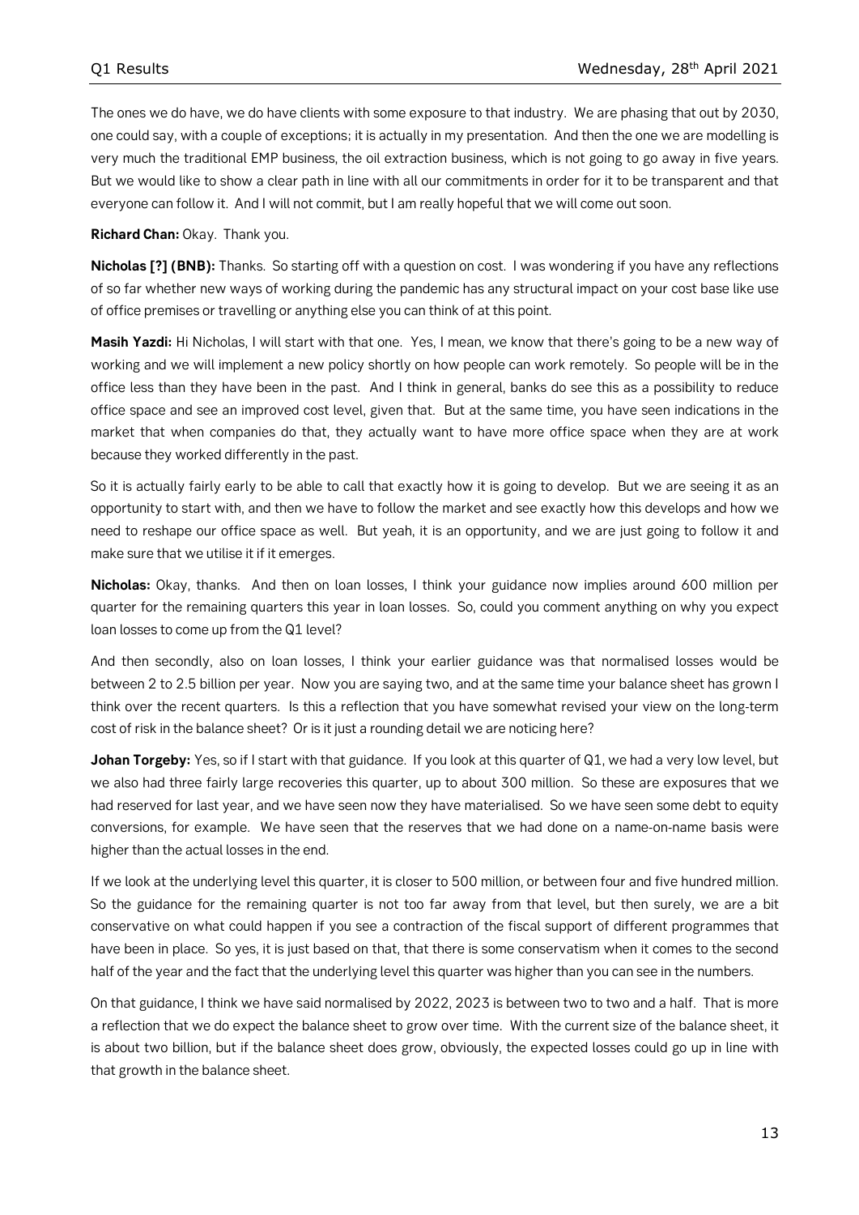The ones we do have, we do have clients with some exposure to that industry. We are phasing that out by 2030, one could say, with a couple of exceptions; it is actually in my presentation. And then the one we are modelling is very much the traditional EMP business, the oil extraction business, which is not going to go away in five years. But we would like to show a clear path in line with all our commitments in order for it to be transparent and that everyone can follow it. And I will not commit, but I am really hopeful that we will come out soon.

**Richard Chan:** Okay. Thank you.

**Nicholas [?] (BNB):** Thanks. So starting off with a question on cost. I was wondering if you have any reflections of so far whether new ways of working during the pandemic has any structural impact on your cost base like use of office premises or travelling or anything else you can think of at this point.

**Masih Yazdi:** Hi Nicholas, I will start with that one. Yes, I mean, we know that there's going to be a new way of working and we will implement a new policy shortly on how people can work remotely. So people will be in the office less than they have been in the past. And I think in general, banks do see this as a possibility to reduce office space and see an improved cost level, given that. But at the same time, you have seen indications in the market that when companies do that, they actually want to have more office space when they are at work because they worked differently in the past.

So it is actually fairly early to be able to call that exactly how it is going to develop. But we are seeing it as an opportunity to start with, and then we have to follow the market and see exactly how this develops and how we need to reshape our office space as well. But yeah, it is an opportunity, and we are just going to follow it and make sure that we utilise it if it emerges.

**Nicholas:** Okay, thanks. And then on loan losses, I think your guidance now implies around 600 million per quarter for the remaining quarters this year in loan losses. So, could you comment anything on why you expect loan losses to come up from the Q1 level?

And then secondly, also on loan losses, I think your earlier guidance was that normalised losses would be between 2 to 2.5 billion per year. Now you are saying two, and at the same time your balance sheet has grown I think over the recent quarters. Is this a reflection that you have somewhat revised your view on the long-term cost of risk in the balance sheet? Or is it just a rounding detail we are noticing here?

**Johan Torgeby:** Yes, so if I start with that guidance. If you look at this quarter of Q1, we had a very low level, but we also had three fairly large recoveries this quarter, up to about 300 million. So these are exposures that we had reserved for last year, and we have seen now they have materialised. So we have seen some debt to equity conversions, for example. We have seen that the reserves that we had done on a name-on-name basis were higher than the actual losses in the end.

If we look at the underlying level this quarter, it is closer to 500 million, or between four and five hundred million. So the guidance for the remaining quarter is not too far away from that level, but then surely, we are a bit conservative on what could happen if you see a contraction of the fiscal support of different programmes that have been in place. So yes, it is just based on that, that there is some conservatism when it comes to the second half of the year and the fact that the underlying level this quarter was higher than you can see in the numbers.

On that guidance, I think we have said normalised by 2022, 2023 is between two to two and a half. That is more a reflection that we do expect the balance sheet to grow over time. With the current size of the balance sheet, it is about two billion, but if the balance sheet does grow, obviously, the expected losses could go up in line with that growth in the balance sheet.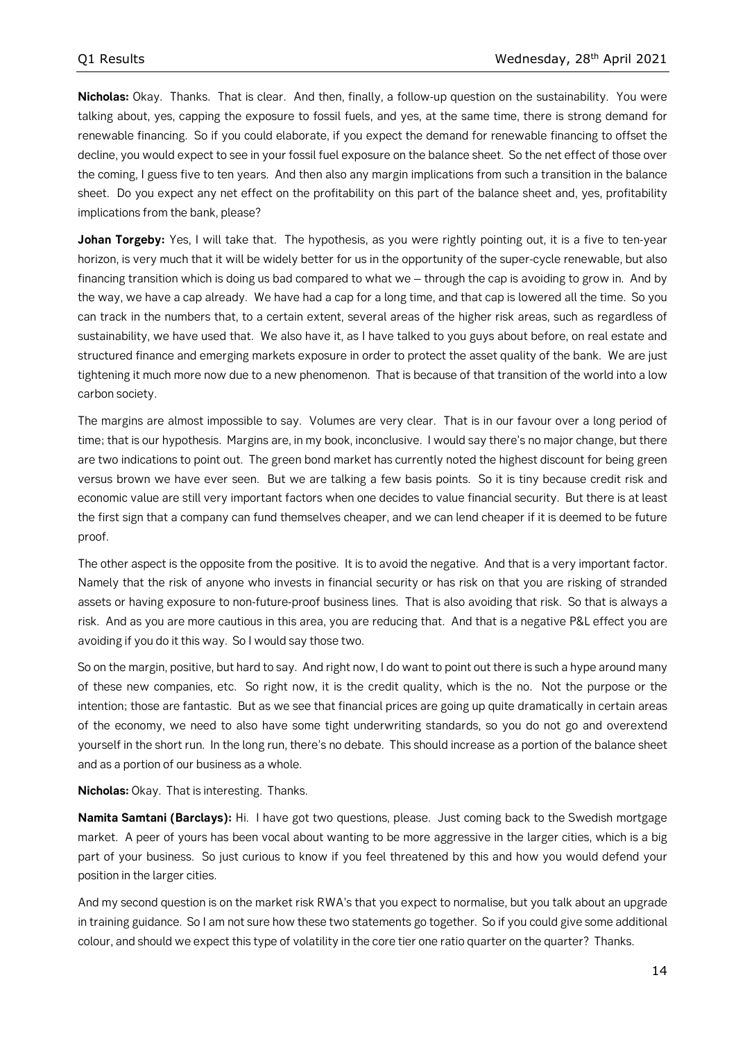**Nicholas:** Okay. Thanks. That is clear. And then, finally, a follow-up question on the sustainability. You were talking about, yes, capping the exposure to fossil fuels, and yes, at the same time, there is strong demand for renewable financing. So if you could elaborate, if you expect the demand for renewable financing to offset the decline, you would expect to see in your fossil fuel exposure on the balance sheet. So the net effect of those over the coming, I guess five to ten years. And then also any margin implications from such a transition in the balance sheet. Do you expect any net effect on the profitability on this part of the balance sheet and, yes, profitability implications from the bank, please?

**Johan Torgeby:** Yes, I will take that. The hypothesis, as you were rightly pointing out, it is a five to ten-year horizon, is very much that it will be widely better for us in the opportunity of the super-cycle renewable, but also financing transition which is doing us bad compared to what we – through the cap is avoiding to grow in. And by the way, we have a cap already. We have had a cap for a long time, and that cap is lowered all the time. So you can track in the numbers that, to a certain extent, several areas of the higher risk areas, such as regardless of sustainability, we have used that. We also have it, as I have talked to you guys about before, on real estate and structured finance and emerging markets exposure in order to protect the asset quality of the bank. We are just tightening it much more now due to a new phenomenon. That is because of that transition of the world into a low carbon society.

The margins are almost impossible to say. Volumes are very clear. That is in our favour over a long period of time; that is our hypothesis. Margins are, in my book, inconclusive. I would say there's no major change, but there are two indications to point out. The green bond market has currently noted the highest discount for being green versus brown we have ever seen. But we are talking a few basis points. So it is tiny because credit risk and economic value are still very important factors when one decides to value financial security. But there is at least the first sign that a company can fund themselves cheaper, and we can lend cheaper if it is deemed to be future proof.

The other aspect is the opposite from the positive. It is to avoid the negative. And that is a very important factor. Namely that the risk of anyone who invests in financial security or has risk on that you are risking of stranded assets or having exposure to non-future-proof business lines. That is also avoiding that risk. So that is always a risk. And as you are more cautious in this area, you are reducing that. And that is a negative P&L effect you are avoiding if you do it this way. So I would say those two.

So on the margin, positive, but hard to say. And right now, I do want to point out there is such a hype around many of these new companies, etc. So right now, it is the credit quality, which is the no. Not the purpose or the intention; those are fantastic. But as we see that financial prices are going up quite dramatically in certain areas of the economy, we need to also have some tight underwriting standards, so you do not go and overextend yourself in the short run. In the long run, there's no debate. This should increase as a portion of the balance sheet and as a portion of our business as a whole.

**Nicholas:** Okay. That is interesting. Thanks.

**Namita Samtani (Barclays):** Hi. I have got two questions, please. Just coming back to the Swedish mortgage market. A peer of yours has been vocal about wanting to be more aggressive in the larger cities, which is a big part of your business. So just curious to know if you feel threatened by this and how you would defend your position in the larger cities.

And my second question is on the market risk RWA's that you expect to normalise, but you talk about an upgrade in training guidance. So I am not sure how these two statements go together. So if you could give some additional colour, and should we expect this type of volatility in the core tier one ratio quarter on the quarter? Thanks.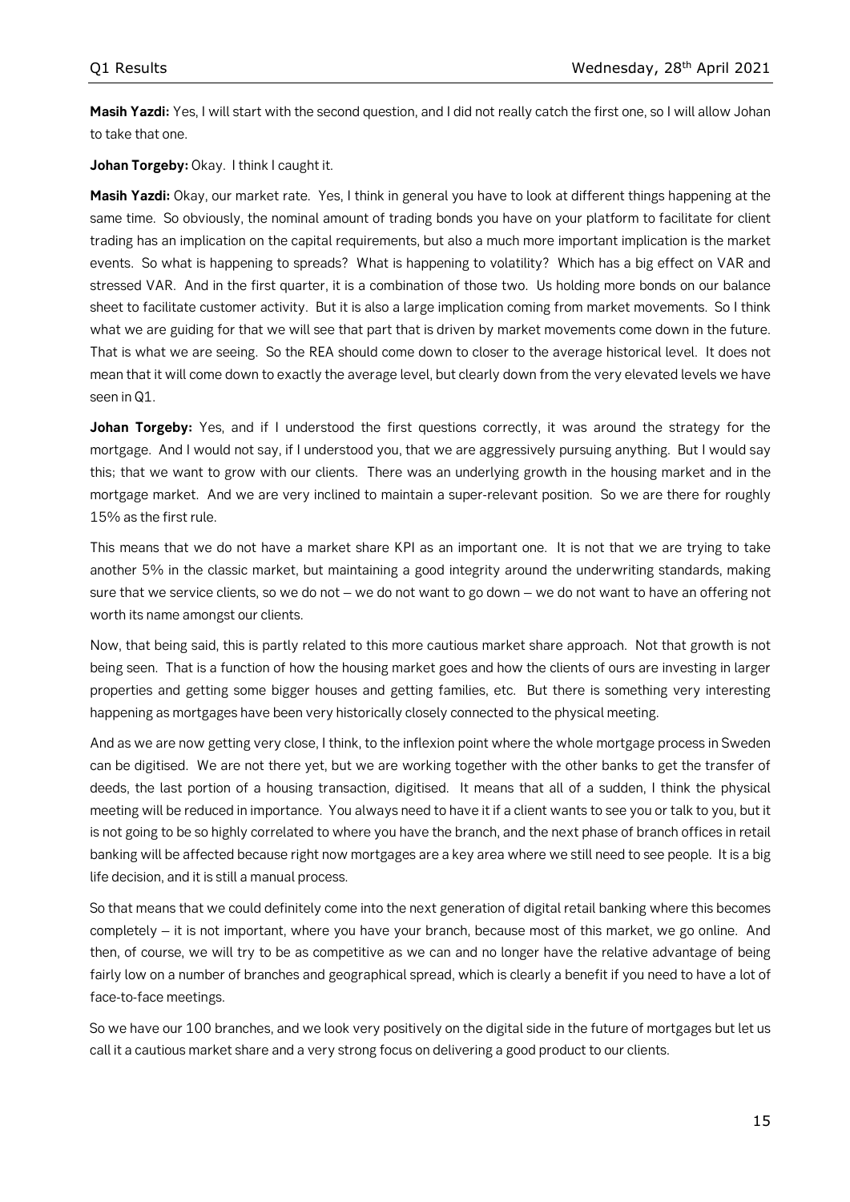**Masih Yazdi:** Yes, I will start with the second question, and I did not really catch the first one, so I will allow Johan to take that one.

**Johan Torgeby:** Okay. I think I caught it.

**Masih Yazdi:** Okay, our market rate. Yes, I think in general you have to look at different things happening at the same time. So obviously, the nominal amount of trading bonds you have on your platform to facilitate for client trading has an implication on the capital requirements, but also a much more important implication is the market events. So what is happening to spreads? What is happening to volatility? Which has a big effect on VAR and stressed VAR. And in the first quarter, it is a combination of those two. Us holding more bonds on our balance sheet to facilitate customer activity. But it is also a large implication coming from market movements. So I think what we are guiding for that we will see that part that is driven by market movements come down in the future. That is what we are seeing. So the REA should come down to closer to the average historical level. It does not mean that it will come down to exactly the average level, but clearly down from the very elevated levels we have seen in Q1.

**Johan Torgeby:** Yes, and if I understood the first questions correctly, it was around the strategy for the mortgage. And I would not say, if I understood you, that we are aggressively pursuing anything. But I would say this; that we want to grow with our clients. There was an underlying growth in the housing market and in the mortgage market. And we are very inclined to maintain a super-relevant position. So we are there for roughly 15% as the first rule.

This means that we do not have a market share KPI as an important one. It is not that we are trying to take another 5% in the classic market, but maintaining a good integrity around the underwriting standards, making sure that we service clients, so we do not – we do not want to go down – we do not want to have an offering not worth its name amongst our clients.

Now, that being said, this is partly related to this more cautious market share approach. Not that growth is not being seen. That is a function of how the housing market goes and how the clients of ours are investing in larger properties and getting some bigger houses and getting families, etc. But there is something very interesting happening as mortgages have been very historically closely connected to the physical meeting.

And as we are now getting very close, I think, to the inflexion point where the whole mortgage process in Sweden can be digitised. We are not there yet, but we are working together with the other banks to get the transfer of deeds, the last portion of a housing transaction, digitised. It means that all of a sudden, I think the physical meeting will be reduced in importance. You always need to have it if a client wants to see you or talk to you, but it is not going to be so highly correlated to where you have the branch, and the next phase of branch offices in retail banking will be affected because right now mortgages are a key area where we still need to see people. It is a big life decision, and it is still a manual process.

So that means that we could definitely come into the next generation of digital retail banking where this becomes completely – it is not important, where you have your branch, because most of this market, we go online. And then, of course, we will try to be as competitive as we can and no longer have the relative advantage of being fairly low on a number of branches and geographical spread, which is clearly a benefit if you need to have a lot of face-to-face meetings.

So we have our 100 branches, and we look very positively on the digital side in the future of mortgages but let us call it a cautious market share and a very strong focus on delivering a good product to our clients.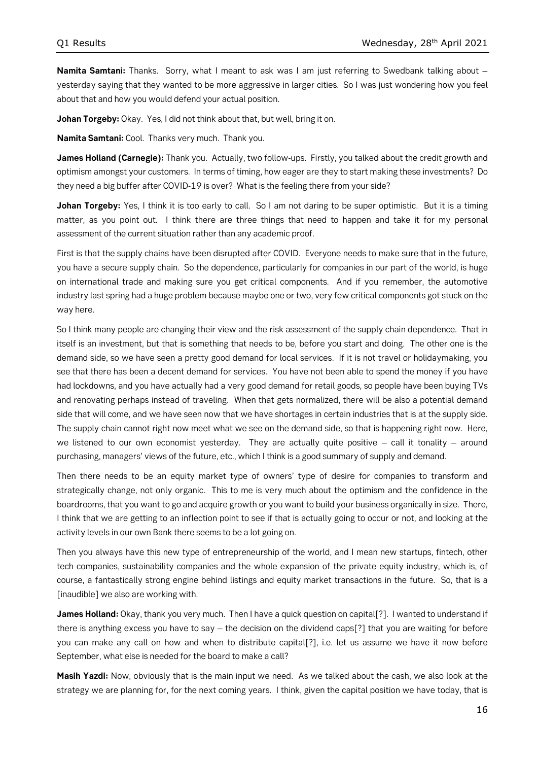**Namita Samtani:** Thanks. Sorry, what I meant to ask was I am just referring to Swedbank talking about – yesterday saying that they wanted to be more aggressive in larger cities. So I was just wondering how you feel about that and how you would defend your actual position.

**Johan Torgeby:** Okay. Yes, I did not think about that, but well, bring it on.

**Namita Samtani:** Cool. Thanks very much. Thank you.

**James Holland (Carnegie):** Thank you. Actually, two follow-ups. Firstly, you talked about the credit growth and optimism amongst your customers. In terms of timing, how eager are they to start making these investments? Do they need a big buffer after COVID-19 is over? What is the feeling there from your side?

**Johan Torgeby:** Yes, I think it is too early to call. So I am not daring to be super optimistic. But it is a timing matter, as you point out. I think there are three things that need to happen and take it for my personal assessment of the current situation rather than any academic proof.

First is that the supply chains have been disrupted after COVID. Everyone needs to make sure that in the future, you have a secure supply chain. So the dependence, particularly for companies in our part of the world, is huge on international trade and making sure you get critical components. And if you remember, the automotive industry last spring had a huge problem because maybe one or two, very few critical components got stuck on the way here.

So I think many people are changing their view and the risk assessment of the supply chain dependence. That in itself is an investment, but that is something that needs to be, before you start and doing. The other one is the demand side, so we have seen a pretty good demand for local services. If it is not travel or holidaymaking, you see that there has been a decent demand for services. You have not been able to spend the money if you have had lockdowns, and you have actually had a very good demand for retail goods, so people have been buying TVs and renovating perhaps instead of traveling. When that gets normalized, there will be also a potential demand side that will come, and we have seen now that we have shortages in certain industries that is at the supply side. The supply chain cannot right now meet what we see on the demand side, so that is happening right now. Here, we listened to our own economist yesterday. They are actually quite positive – call it tonality – around purchasing, managers' views of the future, etc., which I think is a good summary of supply and demand.

Then there needs to be an equity market type of owners' type of desire for companies to transform and strategically change, not only organic. This to me is very much about the optimism and the confidence in the boardrooms, that you want to go and acquire growth or you want to build your business organically in size. There, I think that we are getting to an inflection point to see if that is actually going to occur or not, and looking at the activity levels in our own Bank there seems to be a lot going on.

Then you always have this new type of entrepreneurship of the world, and I mean new startups, fintech, other tech companies, sustainability companies and the whole expansion of the private equity industry, which is, of course, a fantastically strong engine behind listings and equity market transactions in the future. So, that is a [inaudible] we also are working with.

**James Holland:** Okay, thank you very much. Then I have a quick question on capital[?]. I wanted to understand if there is anything excess you have to say – the decision on the dividend caps[?] that you are waiting for before you can make any call on how and when to distribute capital[?], i.e. let us assume we have it now before September, what else is needed for the board to make a call?

**Masih Yazdi:** Now, obviously that is the main input we need. As we talked about the cash, we also look at the strategy we are planning for, for the next coming years. I think, given the capital position we have today, that is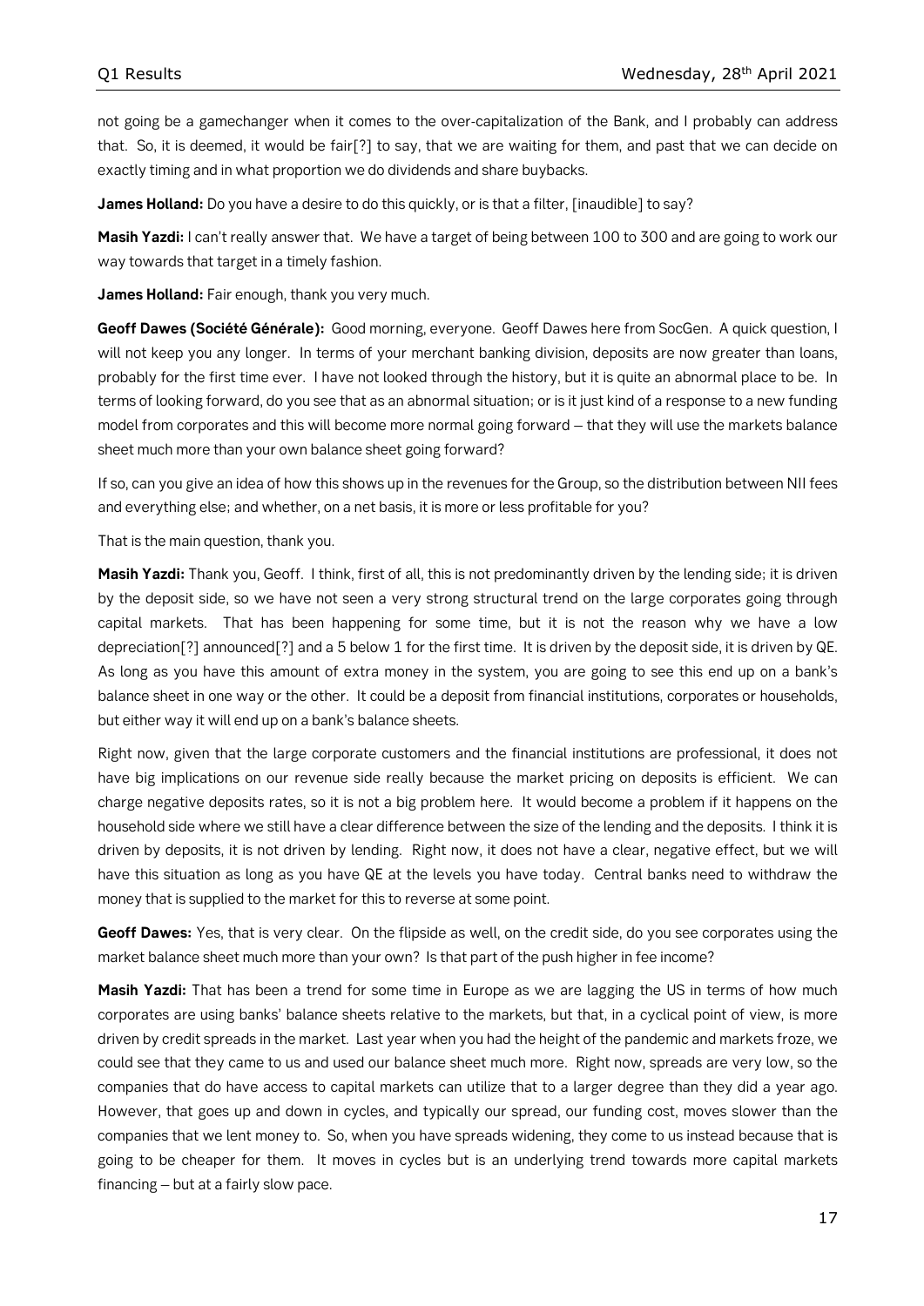not going be a gamechanger when it comes to the over-capitalization of the Bank, and I probably can address that. So, it is deemed, it would be fair[?] to say, that we are waiting for them, and past that we can decide on exactly timing and in what proportion we do dividends and share buybacks.

**James Holland:** Do you have a desire to do this quickly, or is that a filter, [inaudible] to say?

**Masih Yazdi:** I can't really answer that. We have a target of being between 100 to 300 and are going to work our way towards that target in a timely fashion.

**James Holland:** Fair enough, thank you very much.

**Geoff Dawes (Société Générale):** Good morning, everyone. Geoff Dawes here from SocGen. A quick question, I will not keep you any longer. In terms of your merchant banking division, deposits are now greater than loans, probably for the first time ever. I have not looked through the history, but it is quite an abnormal place to be. In terms of looking forward, do you see that as an abnormal situation; or is it just kind of a response to a new funding model from corporates and this will become more normal going forward – that they will use the markets balance sheet much more than your own balance sheet going forward?

If so, can you give an idea of how this shows up in the revenues for the Group, so the distribution between NII fees and everything else; and whether, on a net basis, it is more or less profitable for you?

That is the main question, thank you.

**Masih Yazdi:** Thank you, Geoff. I think, first of all, this is not predominantly driven by the lending side; it is driven by the deposit side, so we have not seen a very strong structural trend on the large corporates going through capital markets. That has been happening for some time, but it is not the reason why we have a low depreciation[?] announced[?] and a 5 below 1 for the first time. It is driven by the deposit side, it is driven by QE. As long as you have this amount of extra money in the system, you are going to see this end up on a bank's balance sheet in one way or the other. It could be a deposit from financial institutions, corporates or households, but either way it will end up on a bank's balance sheets.

Right now, given that the large corporate customers and the financial institutions are professional, it does not have big implications on our revenue side really because the market pricing on deposits is efficient. We can charge negative deposits rates, so it is not a big problem here. It would become a problem if it happens on the household side where we still have a clear difference between the size of the lending and the deposits. I think it is driven by deposits, it is not driven by lending. Right now, it does not have a clear, negative effect, but we will have this situation as long as you have QE at the levels you have today. Central banks need to withdraw the money that is supplied to the market for this to reverse at some point.

**Geoff Dawes:** Yes, that is very clear. On the flipside as well, on the credit side, do you see corporates using the market balance sheet much more than your own? Is that part of the push higher in fee income?

**Masih Yazdi:** That has been a trend for some time in Europe as we are lagging the US in terms of how much corporates are using banks' balance sheets relative to the markets, but that, in a cyclical point of view, is more driven by credit spreads in the market. Last year when you had the height of the pandemic and markets froze, we could see that they came to us and used our balance sheet much more. Right now, spreads are very low, so the companies that do have access to capital markets can utilize that to a larger degree than they did a year ago. However, that goes up and down in cycles, and typically our spread, our funding cost, moves slower than the companies that we lent money to. So, when you have spreads widening, they come to us instead because that is going to be cheaper for them. It moves in cycles but is an underlying trend towards more capital markets financing – but at a fairly slow pace.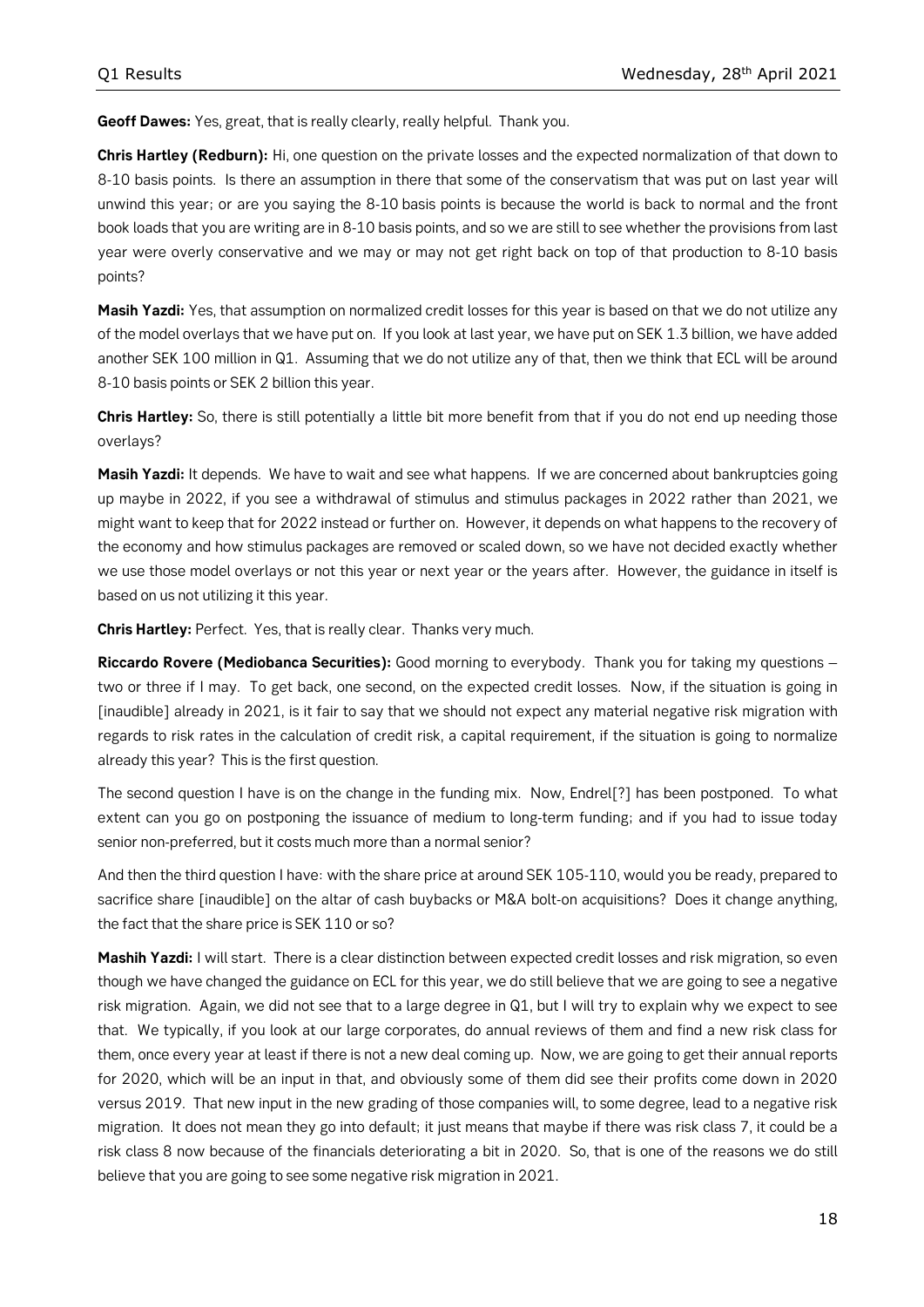**Geoff Dawes:** Yes, great, that is really clearly, really helpful. Thank you.

**Chris Hartley (Redburn):** Hi, one question on the private losses and the expected normalization of that down to 8-10 basis points. Is there an assumption in there that some of the conservatism that was put on last year will unwind this year; or are you saying the 8-10 basis points is because the world is back to normal and the front book loads that you are writing are in 8-10 basis points, and so we are still to see whether the provisions from last year were overly conservative and we may or may not get right back on top of that production to 8-10 basis points?

**Masih Yazdi:** Yes, that assumption on normalized credit losses for this year is based on that we do not utilize any of the model overlays that we have put on. If you look at last year, we have put on SEK 1.3 billion, we have added another SEK 100 million in Q1. Assuming that we do not utilize any of that, then we think that ECL will be around 8-10 basis points or SEK 2 billion this year.

**Chris Hartley:** So, there is still potentially a little bit more benefit from that if you do not end up needing those overlays?

**Masih Yazdi:** It depends. We have to wait and see what happens. If we are concerned about bankruptcies going up maybe in 2022, if you see a withdrawal of stimulus and stimulus packages in 2022 rather than 2021, we might want to keep that for 2022 instead or further on. However, it depends on what happens to the recovery of the economy and how stimulus packages are removed or scaled down, so we have not decided exactly whether we use those model overlays or not this year or next year or the years after. However, the guidance in itself is based on us not utilizing it this year.

**Chris Hartley:** Perfect. Yes, that is really clear. Thanks very much.

**Riccardo Rovere (Mediobanca Securities):** Good morning to everybody. Thank you for taking my questions – two or three if I may. To get back, one second, on the expected credit losses. Now, if the situation is going in [inaudible] already in 2021, is it fair to say that we should not expect any material negative risk migration with regards to risk rates in the calculation of credit risk, a capital requirement, if the situation is going to normalize already this year? This is the first question.

The second question I have is on the change in the funding mix. Now, Endrel[?] has been postponed. To what extent can you go on postponing the issuance of medium to long-term funding; and if you had to issue today senior non-preferred, but it costs much more than a normal senior?

And then the third question I have: with the share price at around SEK 105-110, would you be ready, prepared to sacrifice share [inaudible] on the altar of cash buybacks or M&A bolt-on acquisitions? Does it change anything, the fact that the share price is SEK 110 or so?

**Mashih Yazdi:** I will start. There is a clear distinction between expected credit losses and risk migration, so even though we have changed the guidance on ECL for this year, we do still believe that we are going to see a negative risk migration. Again, we did not see that to a large degree in Q1, but I will try to explain why we expect to see that. We typically, if you look at our large corporates, do annual reviews of them and find a new risk class for them, once every year at least if there is not a new deal coming up. Now, we are going to get their annual reports for 2020, which will be an input in that, and obviously some of them did see their profits come down in 2020 versus 2019. That new input in the new grading of those companies will, to some degree, lead to a negative risk migration. It does not mean they go into default; it just means that maybe if there was risk class 7, it could be a risk class 8 now because of the financials deteriorating a bit in 2020. So, that is one of the reasons we do still believe that you are going to see some negative risk migration in 2021.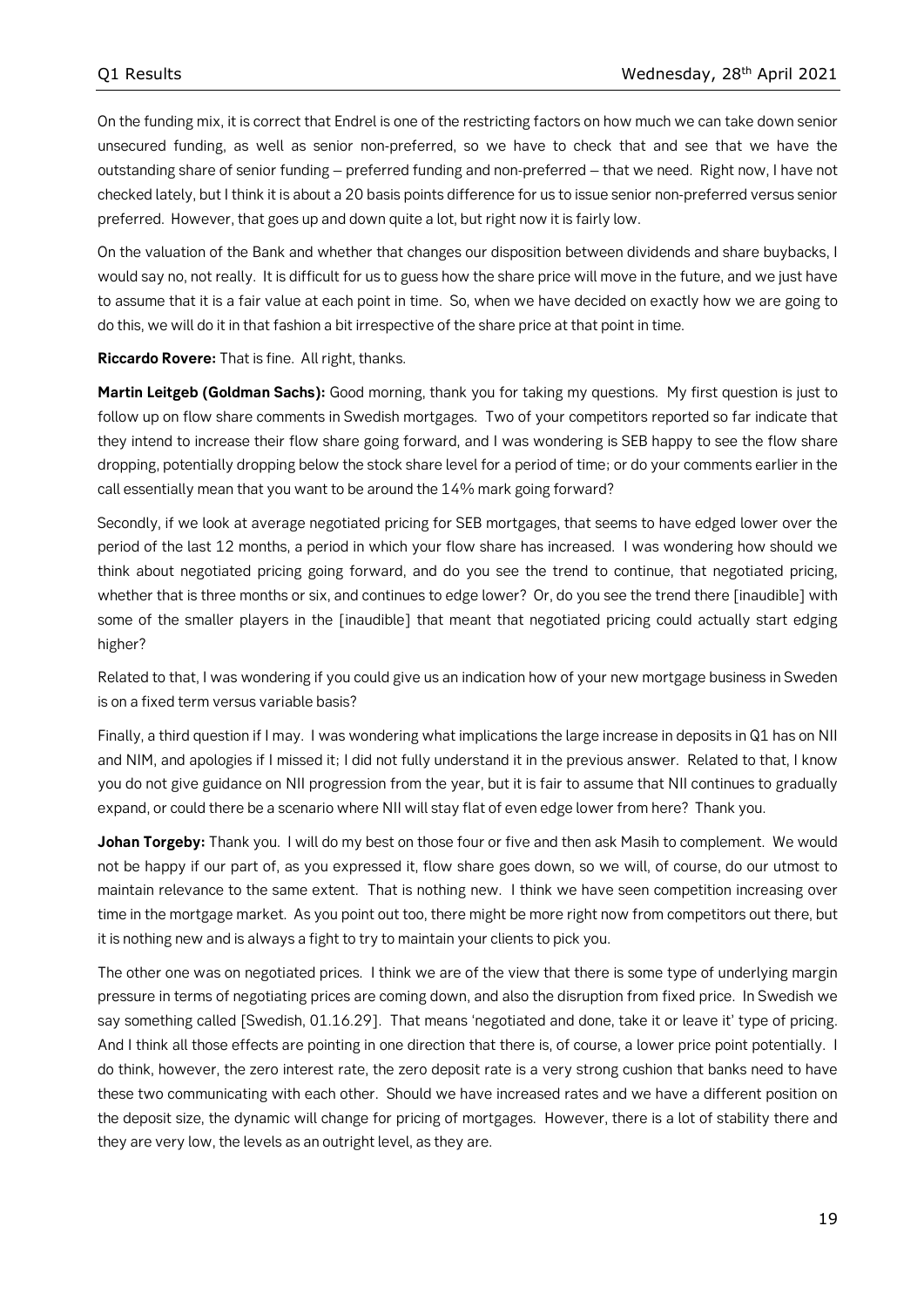On the funding mix, it is correct that Endrel is one of the restricting factors on how much we can take down senior unsecured funding, as well as senior non-preferred, so we have to check that and see that we have the outstanding share of senior funding – preferred funding and non-preferred – that we need. Right now, I have not checked lately, but I think it is about a 20 basis points difference for us to issue senior non-preferred versus senior preferred. However, that goes up and down quite a lot, but right now it is fairly low.

On the valuation of the Bank and whether that changes our disposition between dividends and share buybacks, I would say no, not really. It is difficult for us to guess how the share price will move in the future, and we just have to assume that it is a fair value at each point in time. So, when we have decided on exactly how we are going to do this, we will do it in that fashion a bit irrespective of the share price at that point in time.

**Riccardo Rovere:** That is fine. All right, thanks.

**Martin Leitgeb (Goldman Sachs):** Good morning, thank you for taking my questions. My first question is just to follow up on flow share comments in Swedish mortgages. Two of your competitors reported so far indicate that they intend to increase their flow share going forward, and I was wondering is SEB happy to see the flow share dropping, potentially dropping below the stock share level for a period of time; or do your comments earlier in the call essentially mean that you want to be around the 14% mark going forward?

Secondly, if we look at average negotiated pricing for SEB mortgages, that seems to have edged lower over the period of the last 12 months, a period in which your flow share has increased. I was wondering how should we think about negotiated pricing going forward, and do you see the trend to continue, that negotiated pricing, whether that is three months or six, and continues to edge lower? Or, do you see the trend there [inaudible] with some of the smaller players in the [inaudible] that meant that negotiated pricing could actually start edging higher?

Related to that, I was wondering if you could give us an indication how of your new mortgage business in Sweden is on a fixed term versus variable basis?

Finally, a third question if I may. I was wondering what implications the large increase in deposits in Q1 has on NII and NIM, and apologies if I missed it; I did not fully understand it in the previous answer. Related to that, I know you do not give guidance on NII progression from the year, but it is fair to assume that NII continues to gradually expand, or could there be a scenario where NII will stay flat of even edge lower from here? Thank you.

**Johan Torgeby:** Thank you. I will do my best on those four or five and then ask Masih to complement. We would not be happy if our part of, as you expressed it, flow share goes down, so we will, of course, do our utmost to maintain relevance to the same extent. That is nothing new. I think we have seen competition increasing over time in the mortgage market. As you point out too, there might be more right now from competitors out there, but it is nothing new and is always a fight to try to maintain your clients to pick you.

The other one was on negotiated prices. I think we are of the view that there is some type of underlying margin pressure in terms of negotiating prices are coming down, and also the disruption from fixed price. In Swedish we say something called [Swedish, 01.16.29]. That means 'negotiated and done, take it or leave it' type of pricing. And I think all those effects are pointing in one direction that there is, of course, a lower price point potentially. I do think, however, the zero interest rate, the zero deposit rate is a very strong cushion that banks need to have these two communicating with each other. Should we have increased rates and we have a different position on the deposit size, the dynamic will change for pricing of mortgages. However, there is a lot of stability there and they are very low, the levels as an outright level, as they are.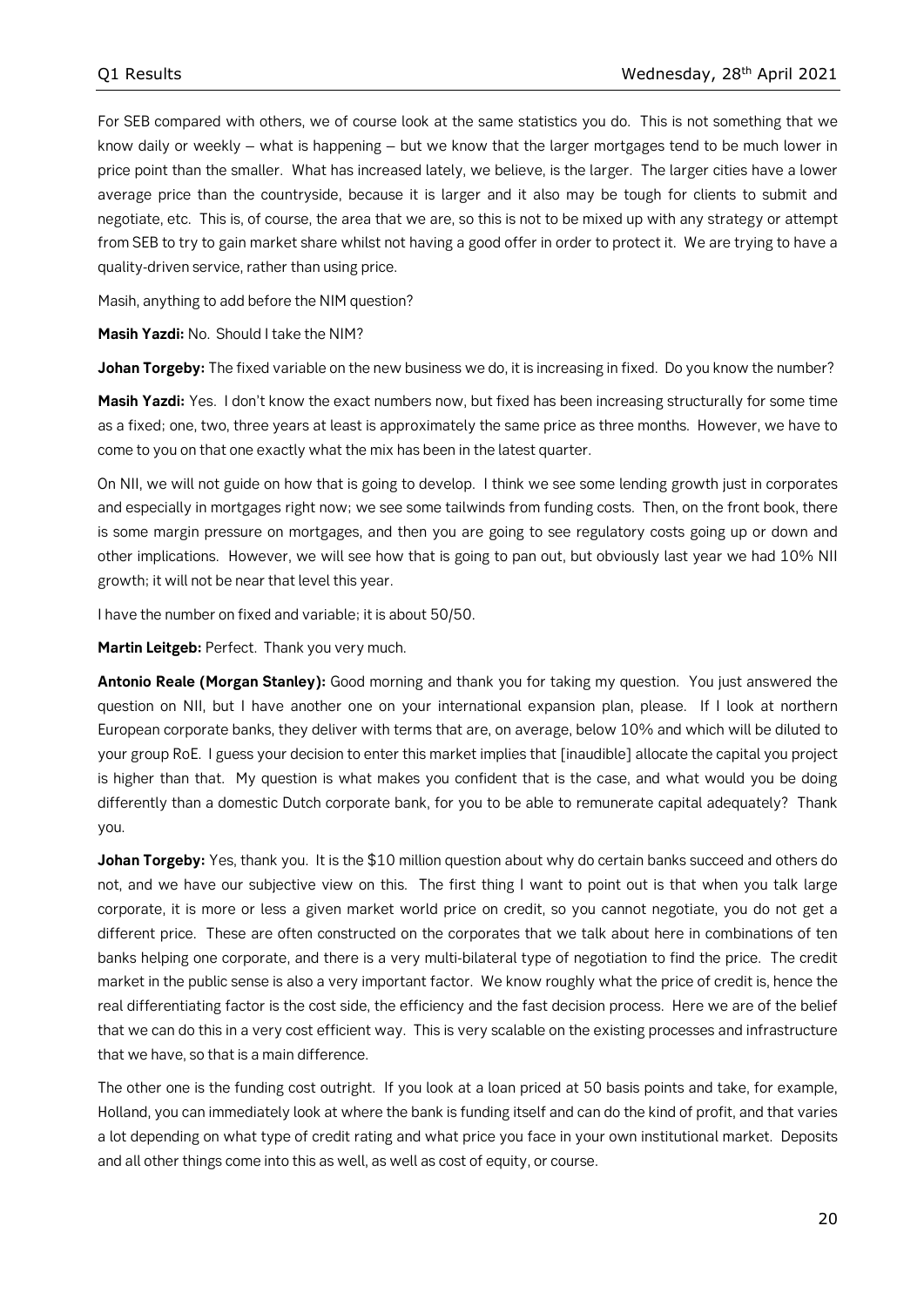For SEB compared with others, we of course look at the same statistics you do. This is not something that we know daily or weekly – what is happening – but we know that the larger mortgages tend to be much lower in price point than the smaller. What has increased lately, we believe, is the larger. The larger cities have a lower average price than the countryside, because it is larger and it also may be tough for clients to submit and negotiate, etc. This is, of course, the area that we are, so this is not to be mixed up with any strategy or attempt from SEB to try to gain market share whilst not having a good offer in order to protect it. We are trying to have a quality-driven service, rather than using price.

Masih, anything to add before the NIM question?

**Masih Yazdi:** No. Should I take the NIM?

**Johan Torgeby:** The fixed variable on the new business we do, it is increasing in fixed. Do you know the number?

**Masih Yazdi:** Yes. I don't know the exact numbers now, but fixed has been increasing structurally for some time as a fixed; one, two, three years at least is approximately the same price as three months. However, we have to come to you on that one exactly what the mix has been in the latest quarter.

On NII, we will not guide on how that is going to develop. I think we see some lending growth just in corporates and especially in mortgages right now; we see some tailwinds from funding costs. Then, on the front book, there is some margin pressure on mortgages, and then you are going to see regulatory costs going up or down and other implications. However, we will see how that is going to pan out, but obviously last year we had 10% NII growth; it will not be near that level this year.

I have the number on fixed and variable; it is about 50/50.

**Martin Leitgeb:** Perfect. Thank you very much.

**Antonio Reale (Morgan Stanley):** Good morning and thank you for taking my question. You just answered the question on NII, but I have another one on your international expansion plan, please. If I look at northern European corporate banks, they deliver with terms that are, on average, below 10% and which will be diluted to your group RoE. I guess your decision to enter this market implies that [inaudible] allocate the capital you project is higher than that. My question is what makes you confident that is the case, and what would you be doing differently than a domestic Dutch corporate bank, for you to be able to remunerate capital adequately? Thank you.

**Johan Torgeby:** Yes, thank you. It is the $10 million question about why do certain banks succeed and others do not, and we have our subjective view on this. The first thing I want to point out is that when you talk large corporate, it is more or less a given market world price on credit, so you cannot negotiate, you do not get a different price. These are often constructed on the corporates that we talk about here in combinations of ten banks helping one corporate, and there is a very multi-bilateral type of negotiation to find the price. The credit market in the public sense is also a very important factor. We know roughly what the price of credit is, hence the real differentiating factor is the cost side, the efficiency and the fast decision process. Here we are of the belief that we can do this in a very cost efficient way. This is very scalable on the existing processes and infrastructure that we have, so that is a main difference.

The other one is the funding cost outright. If you look at a loan priced at 50 basis points and take, for example, Holland, you can immediately look at where the bank is funding itself and can do the kind of profit, and that varies a lot depending on what type of credit rating and what price you face in your own institutional market. Deposits and all other things come into this as well, as well as cost of equity, or course.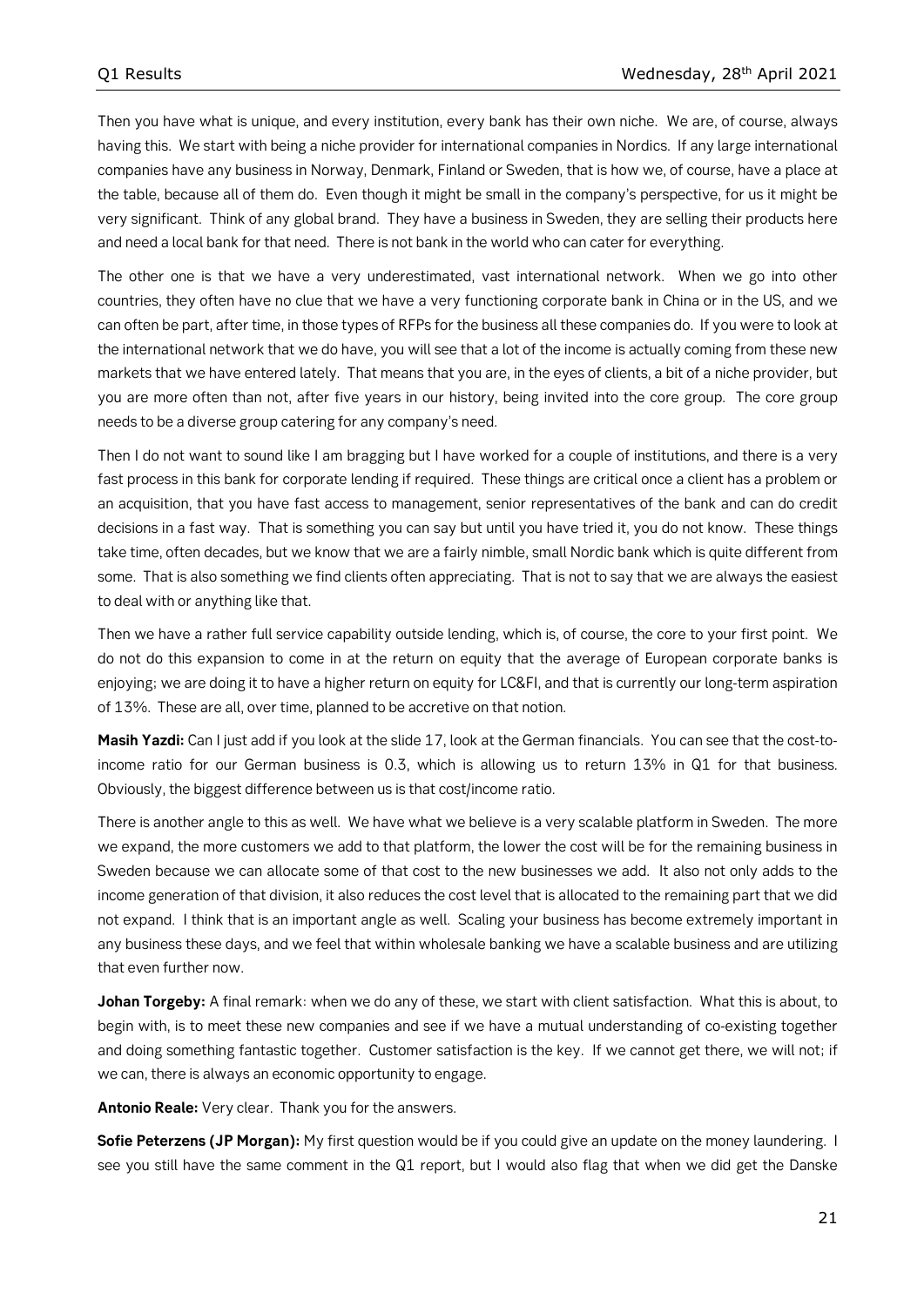Then you have what is unique, and every institution, every bank has their own niche. We are, of course, always having this. We start with being a niche provider for international companies in Nordics. If any large international companies have any business in Norway, Denmark, Finland or Sweden, that is how we, of course, have a place at the table, because all of them do. Even though it might be small in the company's perspective, for us it might be very significant. Think of any global brand. They have a business in Sweden, they are selling their products here and need a local bank for that need. There is not bank in the world who can cater for everything.

The other one is that we have a very underestimated, vast international network. When we go into other countries, they often have no clue that we have a very functioning corporate bank in China or in the US, and we can often be part, after time, in those types of RFPs for the business all these companies do. If you were to look at the international network that we do have, you will see that a lot of the income is actually coming from these new markets that we have entered lately. That means that you are, in the eyes of clients, a bit of a niche provider, but you are more often than not, after five years in our history, being invited into the core group. The core group needs to be a diverse group catering for any company's need.

Then I do not want to sound like I am bragging but I have worked for a couple of institutions, and there is a very fast process in this bank for corporate lending if required. These things are critical once a client has a problem or an acquisition, that you have fast access to management, senior representatives of the bank and can do credit decisions in a fast way. That is something you can say but until you have tried it, you do not know. These things take time, often decades, but we know that we are a fairly nimble, small Nordic bank which is quite different from some. That is also something we find clients often appreciating. That is not to say that we are always the easiest to deal with or anything like that.

Then we have a rather full service capability outside lending, which is, of course, the core to your first point. We do not do this expansion to come in at the return on equity that the average of European corporate banks is enjoying; we are doing it to have a higher return on equity for LC&FI, and that is currently our long-term aspiration of 13%. These are all, over time, planned to be accretive on that notion.

**Masih Yazdi:** Can I just add if you look at the slide 17, look at the German financials. You can see that the cost-to-income ratio for our German business is 0.3, which is allowing us to return 13% in Q1 for that business. Obviously, the biggest difference between us is that cost/income ratio.

There is another angle to this as well. We have what we believe is a very scalable platform in Sweden. The more we expand, the more customers we add to that platform, the lower the cost will be for the remaining business in Sweden because we can allocate some of that cost to the new businesses we add. It also not only adds to the income generation of that division, it also reduces the cost level that is allocated to the remaining part that we did not expand. I think that is an important angle as well. Scaling your business has become extremely important in any business these days, and we feel that within wholesale banking we have a scalable business and are utilizing that even further now.

**Johan Torgeby:** A final remark: when we do any of these, we start with client satisfaction. What this is about, to begin with, is to meet these new companies and see if we have a mutual understanding of co-existing together and doing something fantastic together. Customer satisfaction is the key. If we cannot get there, we will not; if we can, there is always an economic opportunity to engage.

**Antonio Reale:** Very clear. Thank you for the answers.

**Sofie Peterzens (JP Morgan):** My first question would be if you could give an update on the money laundering. I see you still have the same comment in the Q1 report, but I would also flag that when we did get the Danske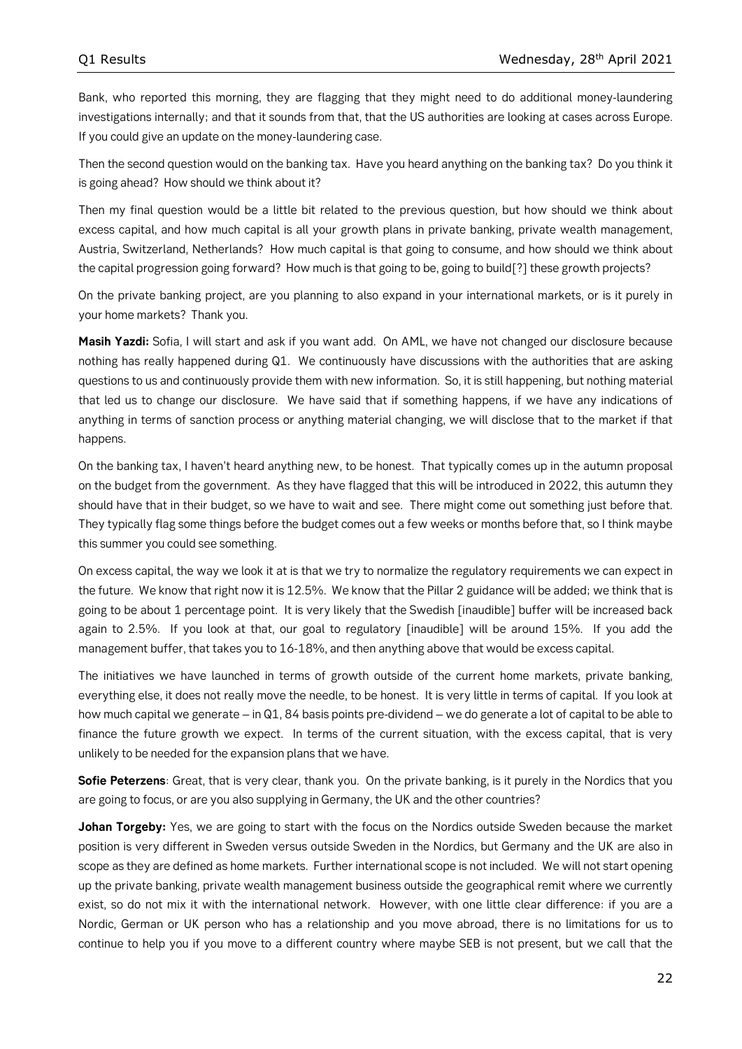Bank, who reported this morning, they are flagging that they might need to do additional money-laundering investigations internally; and that it sounds from that, that the US authorities are looking at cases across Europe. If you could give an update on the money-laundering case.

Then the second question would on the banking tax. Have you heard anything on the banking tax? Do you think it is going ahead? How should we think about it?

Then my final question would be a little bit related to the previous question, but how should we think about excess capital, and how much capital is all your growth plans in private banking, private wealth management, Austria, Switzerland, Netherlands? How much capital is that going to consume, and how should we think about the capital progression going forward? How much is that going to be, going to build[?] these growth projects?

On the private banking project, are you planning to also expand in your international markets, or is it purely in your home markets? Thank you.

**Masih Yazdi:** Sofia, I will start and ask if you want add. On AML, we have not changed our disclosure because nothing has really happened during Q1. We continuously have discussions with the authorities that are asking questions to us and continuously provide them with new information. So, it is still happening, but nothing material that led us to change our disclosure. We have said that if something happens, if we have any indications of anything in terms of sanction process or anything material changing, we will disclose that to the market if that happens.

On the banking tax, I haven't heard anything new, to be honest. That typically comes up in the autumn proposal on the budget from the government. As they have flagged that this will be introduced in 2022, this autumn they should have that in their budget, so we have to wait and see. There might come out something just before that. They typically flag some things before the budget comes out a few weeks or months before that, so I think maybe this summer you could see something.

On excess capital, the way we look it at is that we try to normalize the regulatory requirements we can expect in the future. We know that right now it is 12.5%. We know that the Pillar 2 guidance will be added; we think that is going to be about 1 percentage point. It is very likely that the Swedish [inaudible] buffer will be increased back again to 2.5%. If you look at that, our goal to regulatory [inaudible] will be around 15%. If you add the management buffer, that takes you to 16-18%, and then anything above that would be excess capital.

The initiatives we have launched in terms of growth outside of the current home markets, private banking, everything else, it does not really move the needle, to be honest. It is very little in terms of capital. If you look at how much capital we generate – in Q1, 84 basis points pre-dividend – we do generate a lot of capital to be able to finance the future growth we expect. In terms of the current situation, with the excess capital, that is very unlikely to be needed for the expansion plans that we have.

**Sofie Peterzens**: Great, that is very clear, thank you. On the private banking, is it purely in the Nordics that you are going to focus, or are you also supplying in Germany, the UK and the other countries?

**Johan Torgeby:** Yes, we are going to start with the focus on the Nordics outside Sweden because the market position is very different in Sweden versus outside Sweden in the Nordics, but Germany and the UK are also in scope as they are defined as home markets. Further international scope is not included. We will not start opening up the private banking, private wealth management business outside the geographical remit where we currently exist, so do not mix it with the international network. However, with one little clear difference: if you are a Nordic, German or UK person who has a relationship and you move abroad, there is no limitations for us to continue to help you if you move to a different country where maybe SEB is not present, but we call that the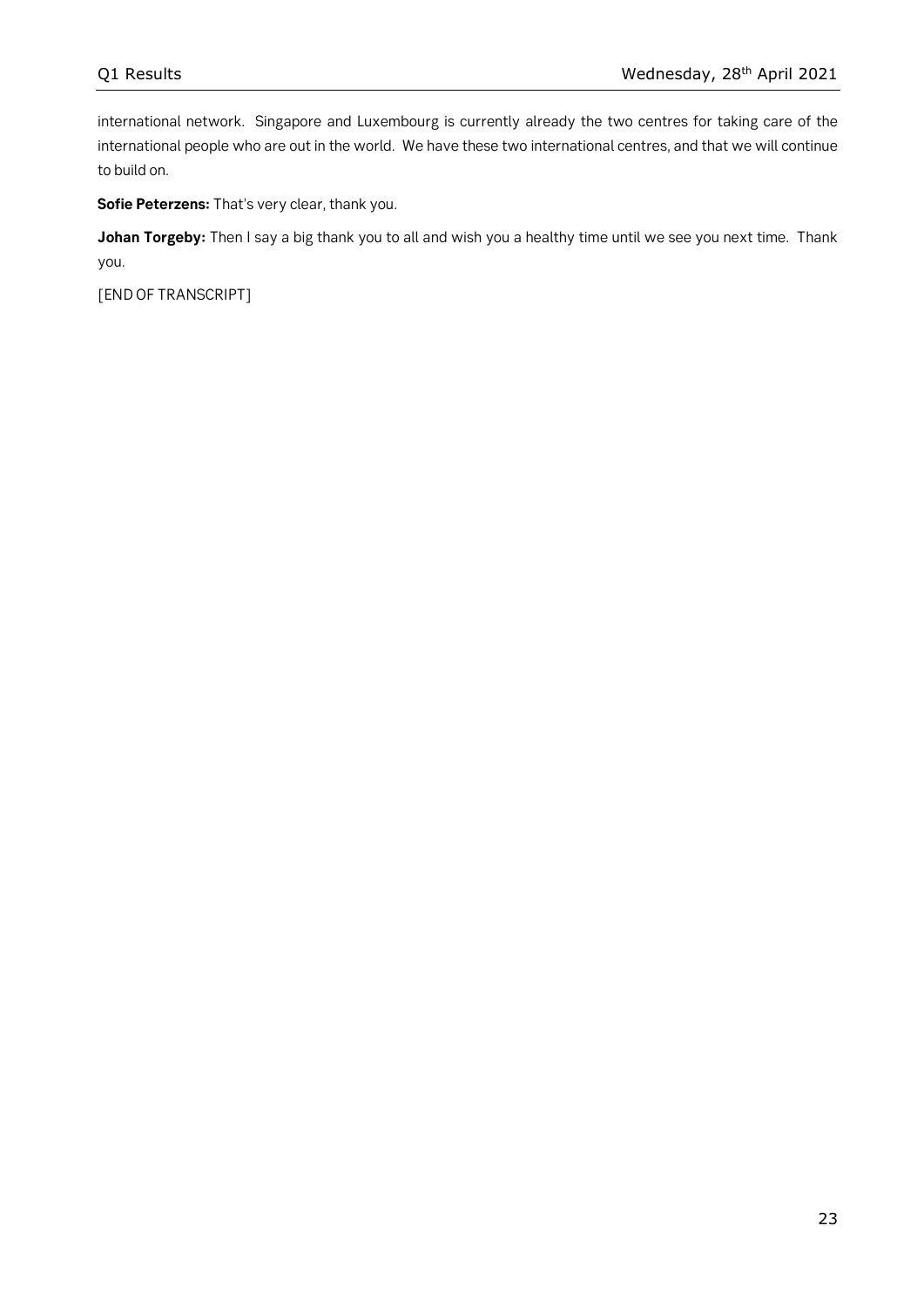international network. Singapore and Luxembourg is currently already the two centres for taking care of the international people who are out in the world. We have these two international centres, and that we will continue to build on.

**Sofie Peterzens:** That's very clear, thank you.

**Johan Torgeby:** Then I say a big thank you to all and wish you a healthy time until we see you next time. Thank you.

[END OF TRANSCRIPT]